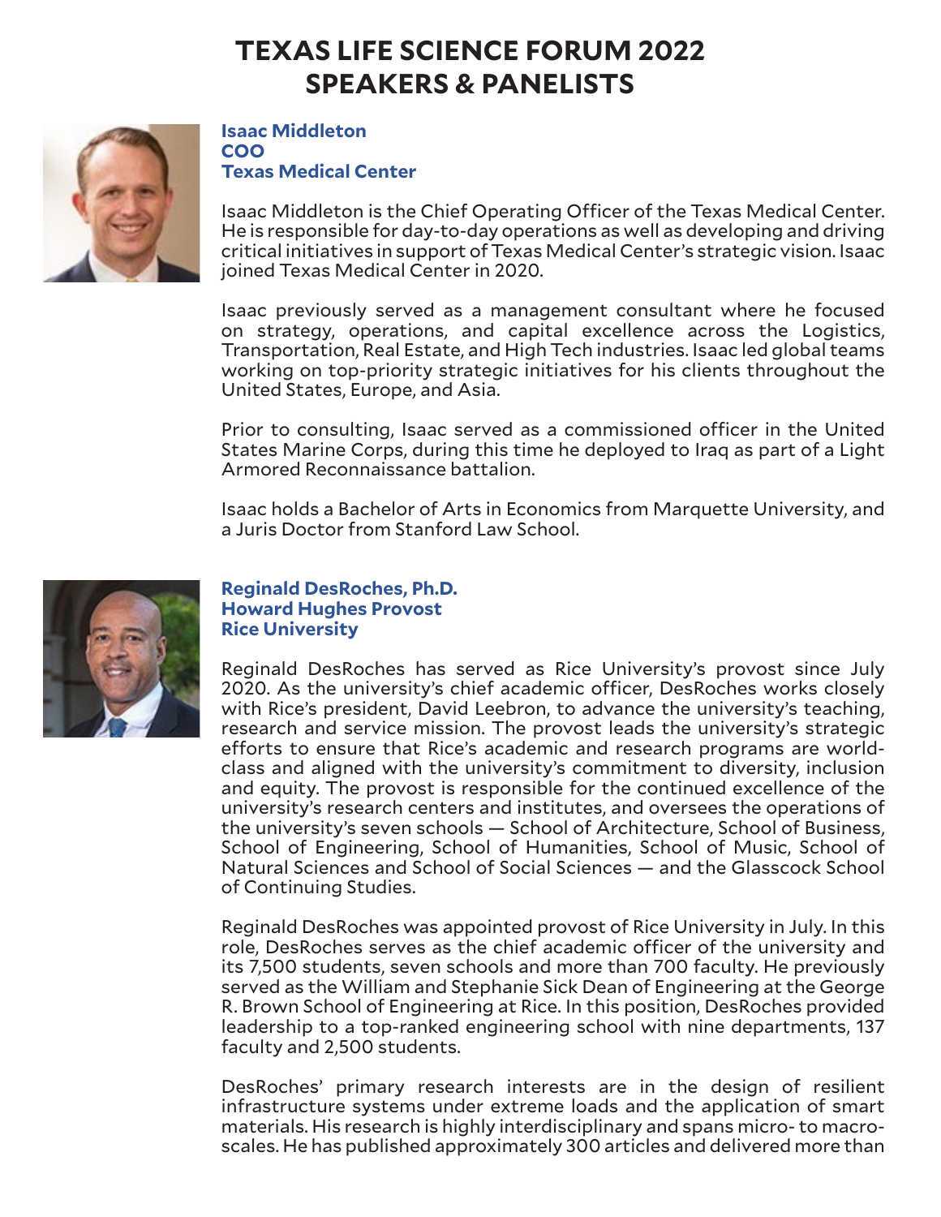# TEXAS LIFE SCIENCE FORUM 2022
# SPEAKERS & PANELISTS

**Isaac Middleton**
**COO**
**Texas Medical Center**

Isaac Middleton is the Chief Operating Officer of the Texas Medical Center. He is responsible for day-to-day operations as well as developing and driving critical initiatives in support of Texas Medical Center's strategic vision. Isaac joined Texas Medical Center in 2020.

Isaac previously served as a management consultant where he focused on strategy, operations, and capital excellence across the Logistics, Transportation, Real Estate, and High Tech industries. Isaac led global teams working on top-priority strategic initiatives for his clients throughout the United States, Europe, and Asia.

Prior to consulting, Isaac served as a commissioned officer in the United States Marine Corps, during this time he deployed to Iraq as part of a Light Armored Reconnaissance battalion.

Isaac holds a Bachelor of Arts in Economics from Marquette University, and a Juris Doctor from Stanford Law School.

**Reginald DesRoches, Ph.D.**
**Howard Hughes Provost**
**Rice University**

Reginald DesRoches has served as Rice University's provost since July 2020. As the university's chief academic officer, DesRoches works closely with Rice's president, David Leebron, to advance the university's teaching, research and service mission. The provost leads the university's strategic efforts to ensure that Rice's academic and research programs are world-class and aligned with the university's commitment to diversity, inclusion and equity. The provost is responsible for the continued excellence of the university's research centers and institutes, and oversees the operations of the university's seven schools — School of Architecture, School of Business, School of Engineering, School of Humanities, School of Music, School of Natural Sciences and School of Social Sciences — and the Glasscock School of Continuing Studies.

Reginald DesRoches was appointed provost of Rice University in July. In this role, DesRoches serves as the chief academic officer of the university and its 7,500 students, seven schools and more than 700 faculty. He previously served as the William and Stephanie Sick Dean of Engineering at the George R. Brown School of Engineering at Rice. In this position, DesRoches provided leadership to a top-ranked engineering school with nine departments, 137 faculty and 2,500 students.

DesRoches' primary research interests are in the design of resilient infrastructure systems under extreme loads and the application of smart materials. His research is highly interdisciplinary and spans micro- to macro-scales. He has published approximately 300 articles and delivered more than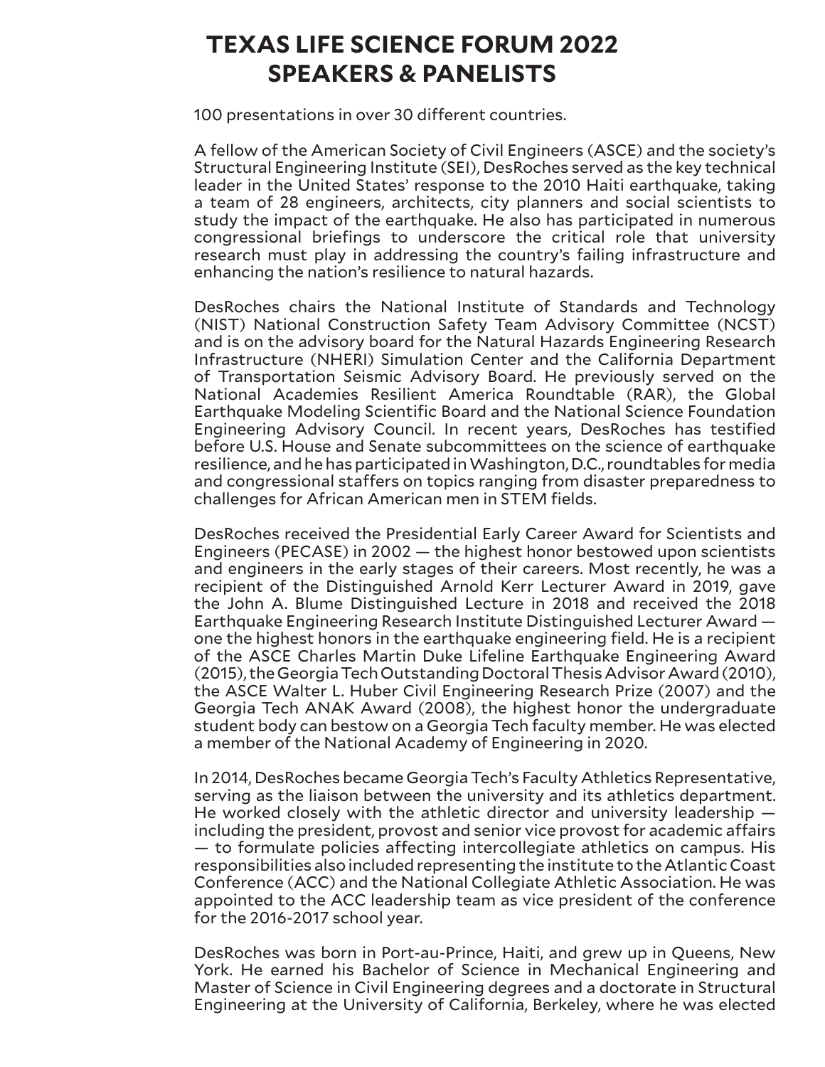# TEXAS LIFE SCIENCE FORUM 2022 SPEAKERS & PANELISTS

100 presentations in over 30 different countries.

A fellow of the American Society of Civil Engineers (ASCE) and the society's Structural Engineering Institute (SEI), DesRoches served as the key technical leader in the United States' response to the 2010 Haiti earthquake, taking a team of 28 engineers, architects, city planners and social scientists to study the impact of the earthquake. He also has participated in numerous congressional briefings to underscore the critical role that university research must play in addressing the country's failing infrastructure and enhancing the nation's resilience to natural hazards.

DesRoches chairs the National Institute of Standards and Technology (NIST) National Construction Safety Team Advisory Committee (NCST) and is on the advisory board for the Natural Hazards Engineering Research Infrastructure (NHERI) Simulation Center and the California Department of Transportation Seismic Advisory Board. He previously served on the National Academies Resilient America Roundtable (RAR), the Global Earthquake Modeling Scientific Board and the National Science Foundation Engineering Advisory Council. In recent years, DesRoches has testified before U.S. House and Senate subcommittees on the science of earthquake resilience, and he has participated in Washington, D.C., roundtables for media and congressional staffers on topics ranging from disaster preparedness to challenges for African American men in STEM fields.

DesRoches received the Presidential Early Career Award for Scientists and Engineers (PECASE) in 2002 — the highest honor bestowed upon scientists and engineers in the early stages of their careers. Most recently, he was a recipient of the Distinguished Arnold Kerr Lecturer Award in 2019, gave the John A. Blume Distinguished Lecture in 2018 and received the 2018 Earthquake Engineering Research Institute Distinguished Lecturer Award — one the highest honors in the earthquake engineering field. He is a recipient of the ASCE Charles Martin Duke Lifeline Earthquake Engineering Award (2015), the Georgia Tech Outstanding Doctoral Thesis Advisor Award (2010), the ASCE Walter L. Huber Civil Engineering Research Prize (2007) and the Georgia Tech ANAK Award (2008), the highest honor the undergraduate student body can bestow on a Georgia Tech faculty member. He was elected a member of the National Academy of Engineering in 2020.

In 2014, DesRoches became Georgia Tech's Faculty Athletics Representative, serving as the liaison between the university and its athletics department. He worked closely with the athletic director and university leadership — including the president, provost and senior vice provost for academic affairs — to formulate policies affecting intercollegiate athletics on campus. His responsibilities also included representing the institute to the Atlantic Coast Conference (ACC) and the National Collegiate Athletic Association. He was appointed to the ACC leadership team as vice president of the conference for the 2016-2017 school year.

DesRoches was born in Port-au-Prince, Haiti, and grew up in Queens, New York. He earned his Bachelor of Science in Mechanical Engineering and Master of Science in Civil Engineering degrees and a doctorate in Structural Engineering at the University of California, Berkeley, where he was elected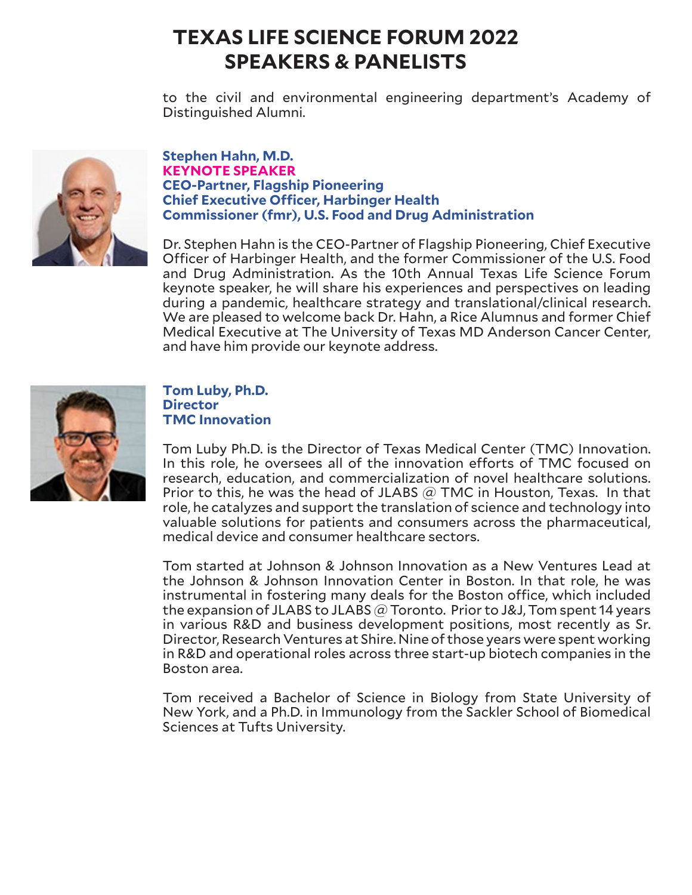to the civil and environmental engineering department's Academy of Distinguished Alumni.

**Stephen Hahn, M.D.**
**KEYNOTE SPEAKER**
**CEO-Partner, Flagship Pioneering**
**Chief Executive Officer, Harbinger Health**
**Commissioner (fmr), U.S. Food and Drug Administration**

Dr. Stephen Hahn is the CEO-Partner of Flagship Pioneering, Chief Executive Officer of Harbinger Health, and the former Commissioner of the U.S. Food and Drug Administration. As the 10th Annual Texas Life Science Forum keynote speaker, he will share his experiences and perspectives on leading during a pandemic, healthcare strategy and translational/clinical research. We are pleased to welcome back Dr. Hahn, a Rice Alumnus and former Chief Medical Executive at The University of Texas MD Anderson Cancer Center, and have him provide our keynote address.

**Tom Luby, Ph.D.**
**Director**
**TMC Innovation**

Tom Luby Ph.D. is the Director of Texas Medical Center (TMC) Innovation. In this role, he oversees all of the innovation efforts of TMC focused on research, education, and commercialization of novel healthcare solutions. Prior to this, he was the head of JLABS @ TMC in Houston, Texas. In that role, he catalyzes and support the translation of science and technology into valuable solutions for patients and consumers across the pharmaceutical, medical device and consumer healthcare sectors.

Tom started at Johnson & Johnson Innovation as a New Ventures Lead at the Johnson & Johnson Innovation Center in Boston. In that role, he was instrumental in fostering many deals for the Boston office, which included the expansion of JLABS to JLABS @ Toronto. Prior to J&J, Tom spent 14 years in various R&D and business development positions, most recently as Sr. Director, Research Ventures at Shire. Nine of those years were spent working in R&D and operational roles across three start-up biotech companies in the Boston area.

Tom received a Bachelor of Science in Biology from State University of New York, and a Ph.D. in Immunology from the Sackler School of Biomedical Sciences at Tufts University.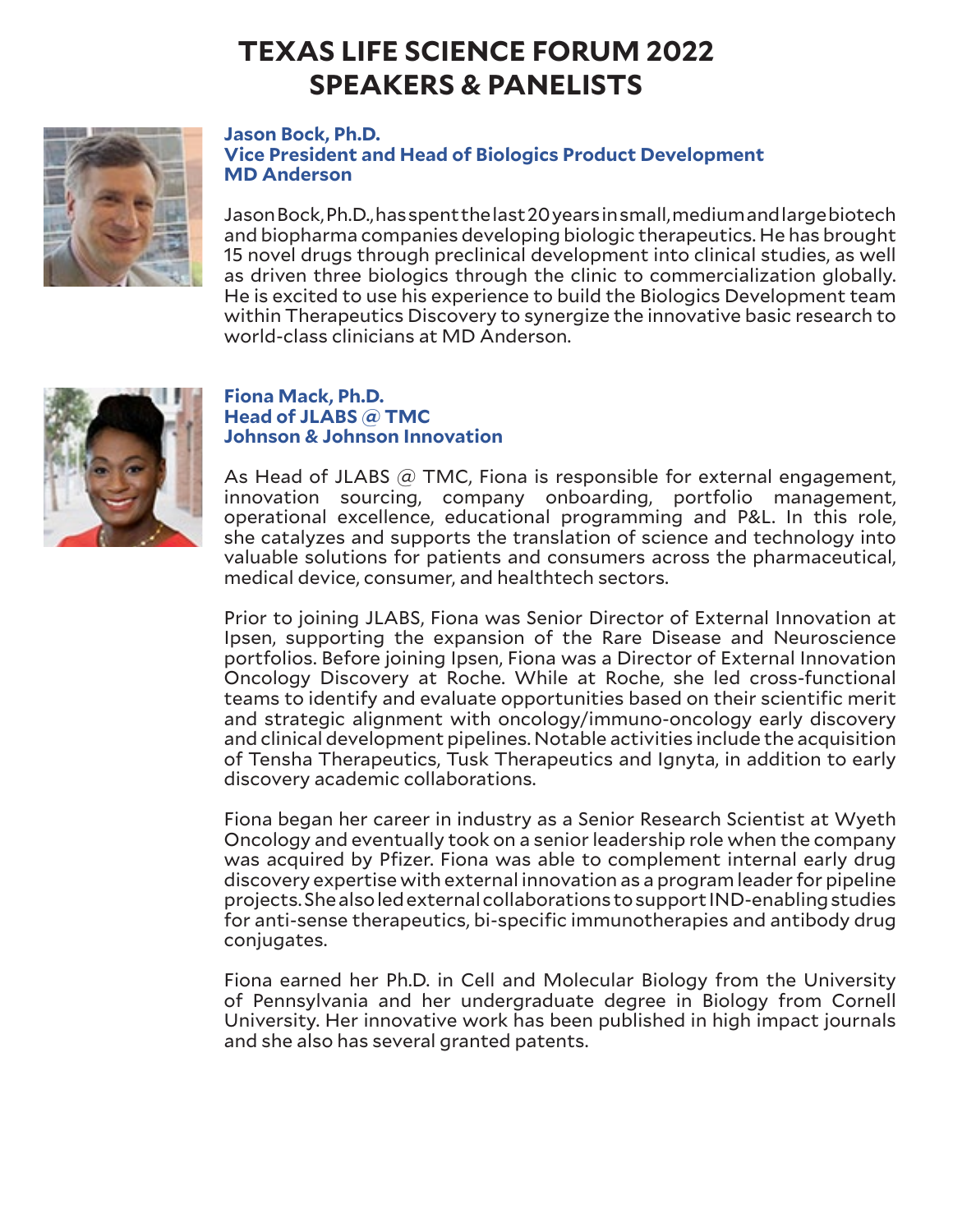# TEXAS LIFE SCIENCE FORUM 2022
# SPEAKERS & PANELISTS

**Jason Bock, Ph.D.**
**Vice President and Head of Biologics Product Development**
**MD Anderson**

Jason Bock, Ph.D., has spent the last 20 years in small, medium and large biotech and biopharma companies developing biologic therapeutics. He has brought 15 novel drugs through preclinical development into clinical studies, as well as driven three biologics through the clinic to commercialization globally. He is excited to use his experience to build the Biologics Development team within Therapeutics Discovery to synergize the innovative basic research to world-class clinicians at MD Anderson.

**Fiona Mack, Ph.D.**
**Head of JLABS @ TMC**
**Johnson & Johnson Innovation**

As Head of JLABS @ TMC, Fiona is responsible for external engagement, innovation sourcing, company onboarding, portfolio management, operational excellence, educational programming and P&L. In this role, she catalyzes and supports the translation of science and technology into valuable solutions for patients and consumers across the pharmaceutical, medical device, consumer, and healthtech sectors.

Prior to joining JLABS, Fiona was Senior Director of External Innovation at Ipsen, supporting the expansion of the Rare Disease and Neuroscience portfolios. Before joining Ipsen, Fiona was a Director of External Innovation Oncology Discovery at Roche. While at Roche, she led cross-functional teams to identify and evaluate opportunities based on their scientific merit and strategic alignment with oncology/immuno-oncology early discovery and clinical development pipelines. Notable activities include the acquisition of Tensha Therapeutics, Tusk Therapeutics and Ignyta, in addition to early discovery academic collaborations.

Fiona began her career in industry as a Senior Research Scientist at Wyeth Oncology and eventually took on a senior leadership role when the company was acquired by Pfizer. Fiona was able to complement internal early drug discovery expertise with external innovation as a program leader for pipeline projects. She also led external collaborations to support IND-enabling studies for anti-sense therapeutics, bi-specific immunotherapies and antibody drug conjugates.

Fiona earned her Ph.D. in Cell and Molecular Biology from the University of Pennsylvania and her undergraduate degree in Biology from Cornell University. Her innovative work has been published in high impact journals and she also has several granted patents.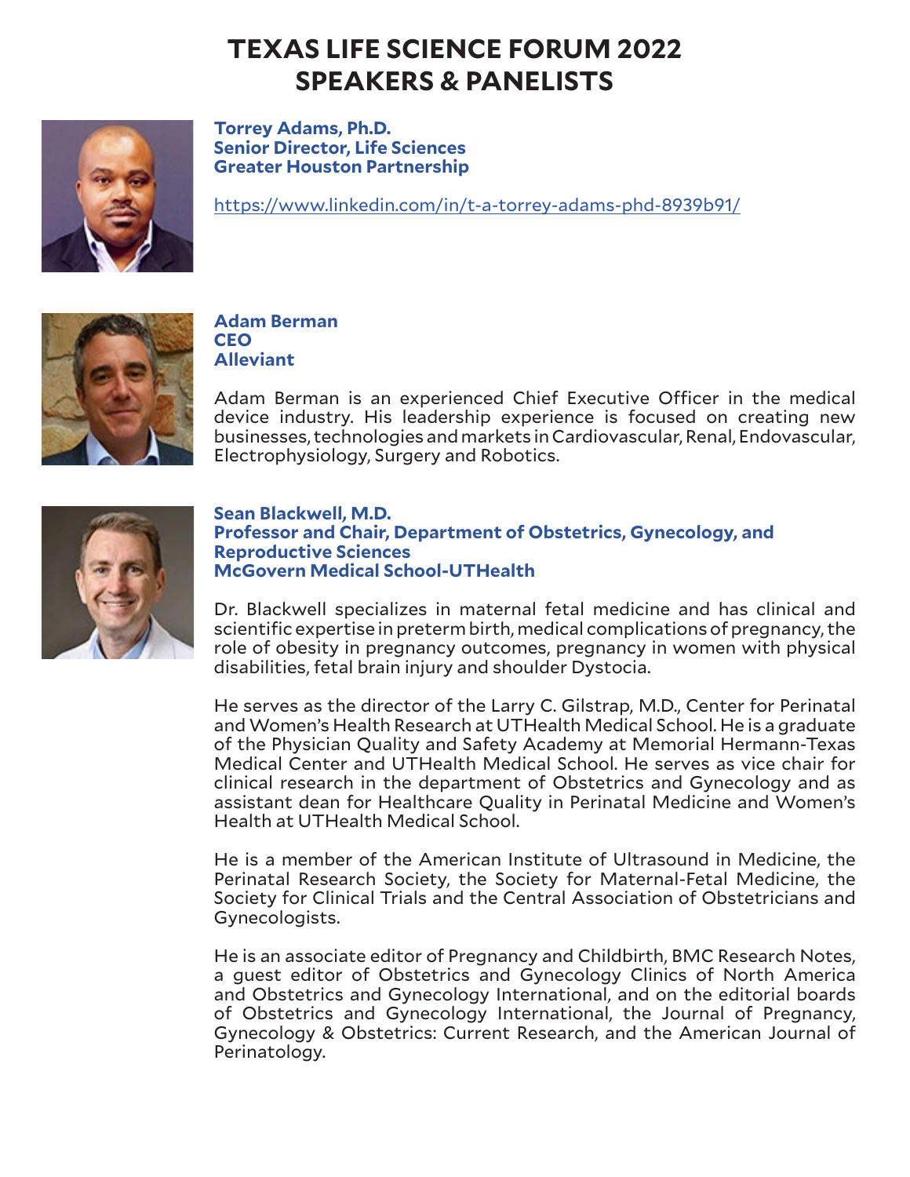# TEXAS LIFE SCIENCE FORUM 2022
# SPEAKERS & PANELISTS

**Torrey Adams, Ph.D.**
**Senior Director, Life Sciences**
**Greater Houston Partnership**

https://www.linkedin.com/in/t-a-torrey-adams-phd-8939b91/

**Adam Berman**
**CEO**
**Alleviant**

Adam Berman is an experienced Chief Executive Officer in the medical device industry. His leadership experience is focused on creating new businesses, technologies and markets in Cardiovascular, Renal, Endovascular, Electrophysiology, Surgery and Robotics.

**Sean Blackwell, M.D.**
**Professor and Chair, Department of Obstetrics, Gynecology, and Reproductive Sciences**
**McGovern Medical School-UTHealth**

Dr. Blackwell specializes in maternal fetal medicine and has clinical and scientific expertise in preterm birth, medical complications of pregnancy, the role of obesity in pregnancy outcomes, pregnancy in women with physical disabilities, fetal brain injury and shoulder Dystocia.

He serves as the director of the Larry C. Gilstrap, M.D., Center for Perinatal and Women's Health Research at UTHealth Medical School. He is a graduate of the Physician Quality and Safety Academy at Memorial Hermann-Texas Medical Center and UTHealth Medical School. He serves as vice chair for clinical research in the department of Obstetrics and Gynecology and as assistant dean for Healthcare Quality in Perinatal Medicine and Women's Health at UTHealth Medical School.

He is a member of the American Institute of Ultrasound in Medicine, the Perinatal Research Society, the Society for Maternal-Fetal Medicine, the Society for Clinical Trials and the Central Association of Obstetricians and Gynecologists.

He is an associate editor of Pregnancy and Childbirth, BMC Research Notes, a guest editor of Obstetrics and Gynecology Clinics of North America and Obstetrics and Gynecology International, and on the editorial boards of Obstetrics and Gynecology International, the Journal of Pregnancy, Gynecology & Obstetrics: Current Research, and the American Journal of Perinatology.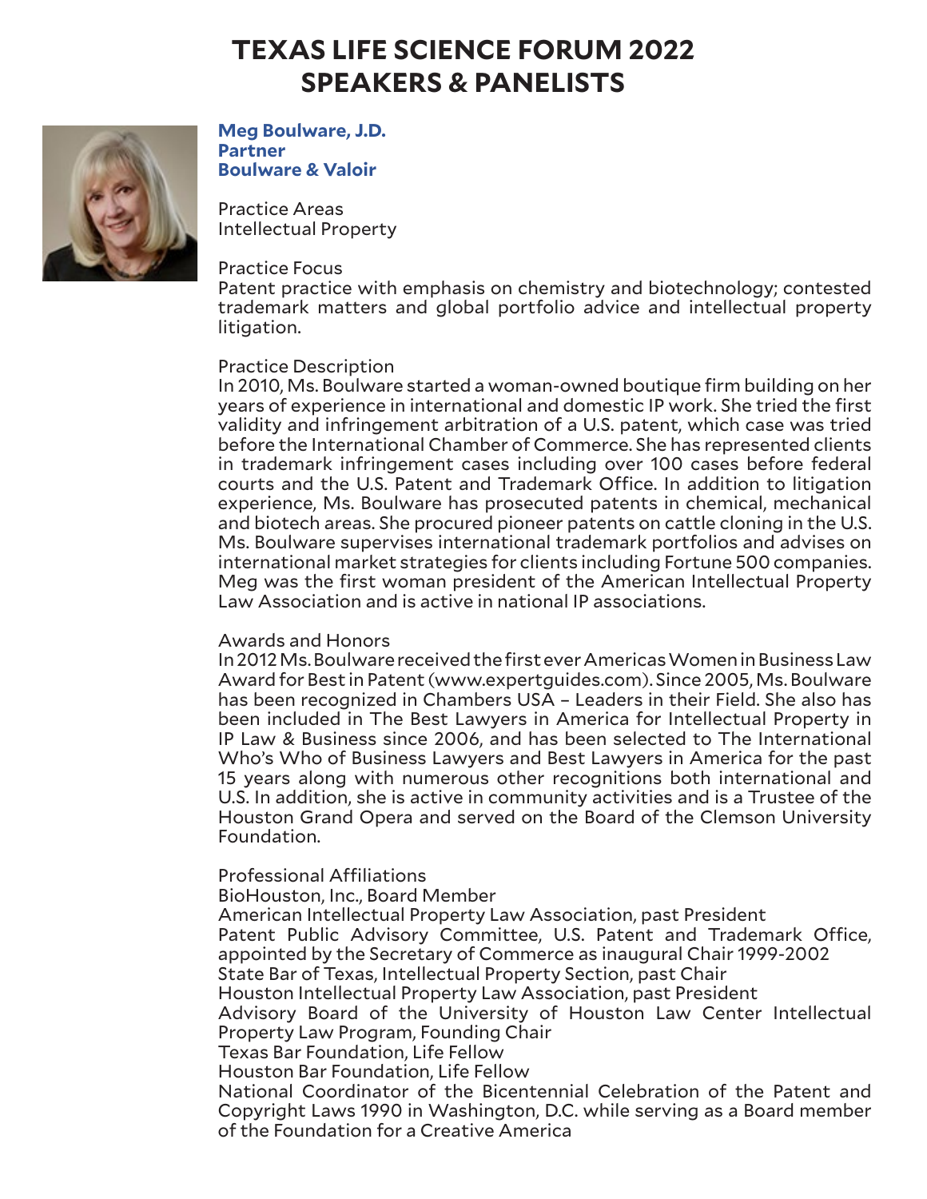# TEXAS LIFE SCIENCE FORUM 2022
# SPEAKERS & PANELISTS

**Meg Boulware, J.D.**
**Partner**
**Boulware & Valoir**

Practice Areas
Intellectual Property

Practice Focus
Patent practice with emphasis on chemistry and biotechnology; contested trademark matters and global portfolio advice and intellectual property litigation.

Practice Description
In 2010, Ms. Boulware started a woman-owned boutique firm building on her years of experience in international and domestic IP work. She tried the first validity and infringement arbitration of a U.S. patent, which case was tried before the International Chamber of Commerce. She has represented clients in trademark infringement cases including over 100 cases before federal courts and the U.S. Patent and Trademark Office. In addition to litigation experience, Ms. Boulware has prosecuted patents in chemical, mechanical and biotech areas. She procured pioneer patents on cattle cloning in the U.S. Ms. Boulware supervises international trademark portfolios and advises on international market strategies for clients including Fortune 500 companies. Meg was the first woman president of the American Intellectual Property Law Association and is active in national IP associations.

Awards and Honors
In 2012 Ms. Boulware received the first ever Americas Women in Business Law Award for Best in Patent (www.expertguides.com). Since 2005, Ms. Boulware has been recognized in Chambers USA – Leaders in their Field. She also has been included in The Best Lawyers in America for Intellectual Property in IP Law & Business since 2006, and has been selected to The International Who's Who of Business Lawyers and Best Lawyers in America for the past 15 years along with numerous other recognitions both international and U.S. In addition, she is active in community activities and is a Trustee of the Houston Grand Opera and served on the Board of the Clemson University Foundation.

Professional Affiliations
BioHouston, Inc., Board Member
American Intellectual Property Law Association, past President
Patent Public Advisory Committee, U.S. Patent and Trademark Office, appointed by the Secretary of Commerce as inaugural Chair 1999-2002
State Bar of Texas, Intellectual Property Section, past Chair
Houston Intellectual Property Law Association, past President
Advisory Board of the University of Houston Law Center Intellectual Property Law Program, Founding Chair
Texas Bar Foundation, Life Fellow
Houston Bar Foundation, Life Fellow
National Coordinator of the Bicentennial Celebration of the Patent and Copyright Laws 1990 in Washington, D.C. while serving as a Board member of the Foundation for a Creative America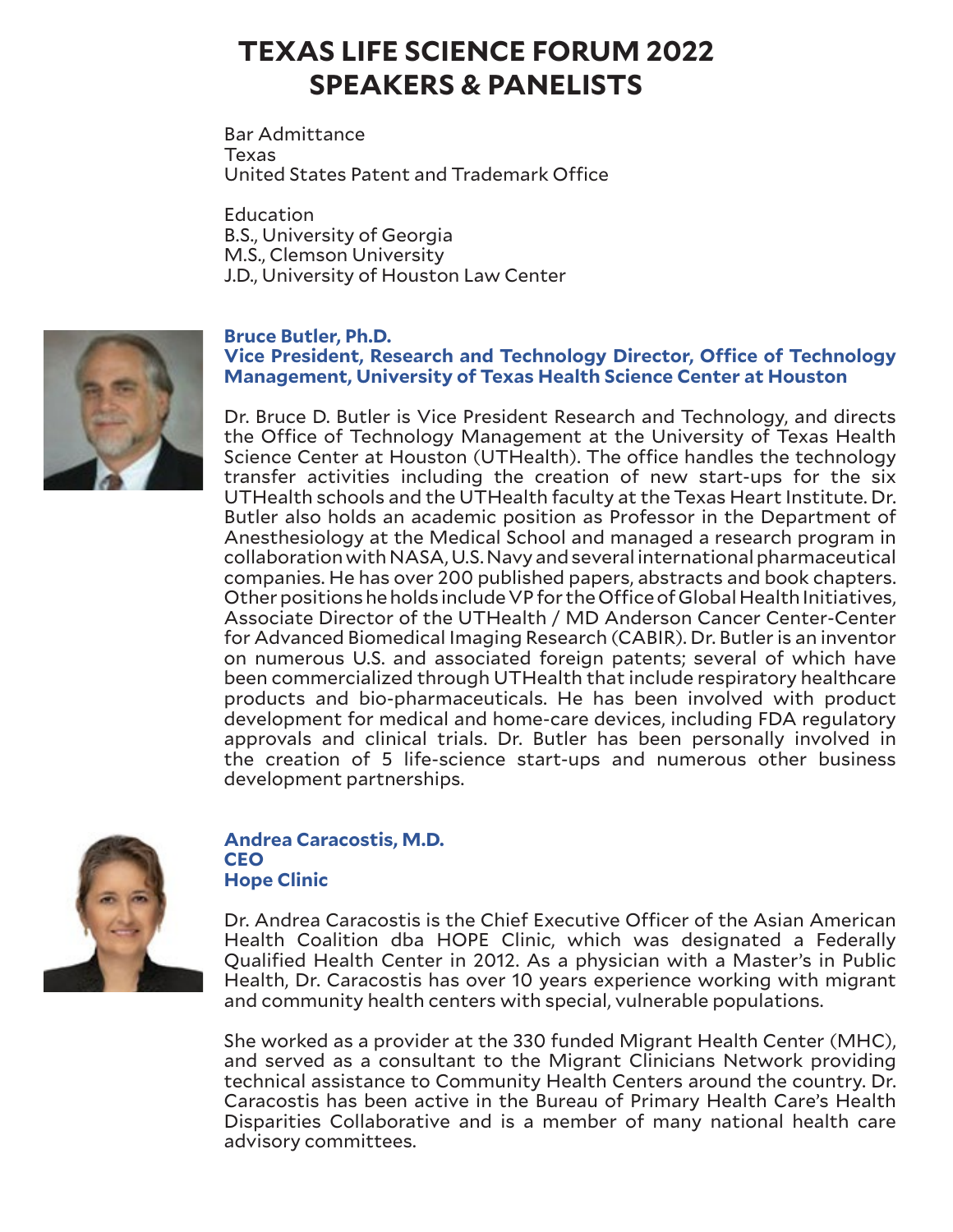# TEXAS LIFE SCIENCE FORUM 2022 SPEAKERS & PANELISTS

Bar Admittance
Texas
United States Patent and Trademark Office

Education
B.S., University of Georgia
M.S., Clemson University
J.D., University of Houston Law Center

**Bruce Butler, Ph.D.**
**Vice President, Research and Technology Director, Office of Technology Management, University of Texas Health Science Center at Houston**

Dr. Bruce D. Butler is Vice President Research and Technology, and directs the Office of Technology Management at the University of Texas Health Science Center at Houston (UTHealth). The office handles the technology transfer activities including the creation of new start-ups for the six UTHealth schools and the UTHealth faculty at the Texas Heart Institute. Dr. Butler also holds an academic position as Professor in the Department of Anesthesiology at the Medical School and managed a research program in collaboration with NASA, U.S. Navy and several international pharmaceutical companies. He has over 200 published papers, abstracts and book chapters. Other positions he holds include VP for the Office of Global Health Initiatives, Associate Director of the UTHealth / MD Anderson Cancer Center-Center for Advanced Biomedical Imaging Research (CABIR). Dr. Butler is an inventor on numerous U.S. and associated foreign patents; several of which have been commercialized through UTHealth that include respiratory healthcare products and bio-pharmaceuticals. He has been involved with product development for medical and home-care devices, including FDA regulatory approvals and clinical trials. Dr. Butler has been personally involved in the creation of 5 life-science start-ups and numerous other business development partnerships.

**Andrea Caracostis, M.D.**
**CEO**
**Hope Clinic**

Dr. Andrea Caracostis is the Chief Executive Officer of the Asian American Health Coalition dba HOPE Clinic, which was designated a Federally Qualified Health Center in 2012. As a physician with a Master's in Public Health, Dr. Caracostis has over 10 years experience working with migrant and community health centers with special, vulnerable populations.

She worked as a provider at the 330 funded Migrant Health Center (MHC), and served as a consultant to the Migrant Clinicians Network providing technical assistance to Community Health Centers around the country. Dr. Caracostis has been active in the Bureau of Primary Health Care's Health Disparities Collaborative and is a member of many national health care advisory committees.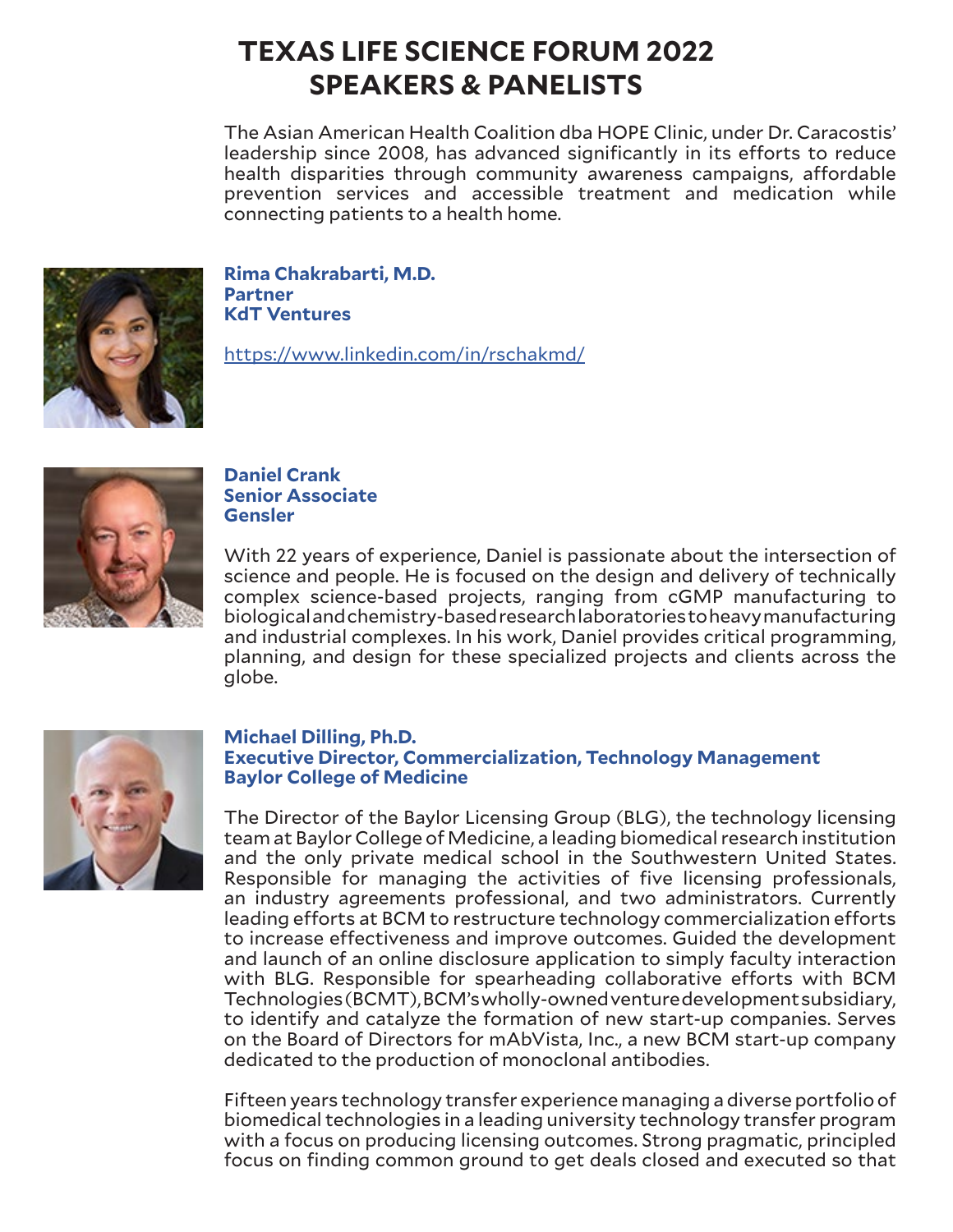# TEXAS LIFE SCIENCE FORUM 2022
# SPEAKERS & PANELISTS

The Asian American Health Coalition dba HOPE Clinic, under Dr. Caracostis' leadership since 2008, has advanced significantly in its efforts to reduce health disparities through community awareness campaigns, affordable prevention services and accessible treatment and medication while connecting patients to a health home.

**Rima Chakrabarti, M.D.**
**Partner**
**KdT Ventures**

https://www.linkedin.com/in/rschakmd/

**Daniel Crank**
**Senior Associate**
**Gensler**

With 22 years of experience, Daniel is passionate about the intersection of science and people. He is focused on the design and delivery of technically complex science-based projects, ranging from cGMP manufacturing to biological and chemistry-based research laboratories to heavy manufacturing and industrial complexes. In his work, Daniel provides critical programming, planning, and design for these specialized projects and clients across the globe.

**Michael Dilling, Ph.D.**
**Executive Director, Commercialization, Technology Management**
**Baylor College of Medicine**

The Director of the Baylor Licensing Group (BLG), the technology licensing team at Baylor College of Medicine, a leading biomedical research institution and the only private medical school in the Southwestern United States. Responsible for managing the activities of five licensing professionals, an industry agreements professional, and two administrators. Currently leading efforts at BCM to restructure technology commercialization efforts to increase effectiveness and improve outcomes. Guided the development and launch of an online disclosure application to simply faculty interaction with BLG. Responsible for spearheading collaborative efforts with BCM Technologies (BCMT), BCM's wholly-owned venture development subsidiary, to identify and catalyze the formation of new start-up companies. Serves on the Board of Directors for mAbVista, Inc., a new BCM start-up company dedicated to the production of monoclonal antibodies.

Fifteen years technology transfer experience managing a diverse portfolio of biomedical technologies in a leading university technology transfer program with a focus on producing licensing outcomes. Strong pragmatic, principled focus on finding common ground to get deals closed and executed so that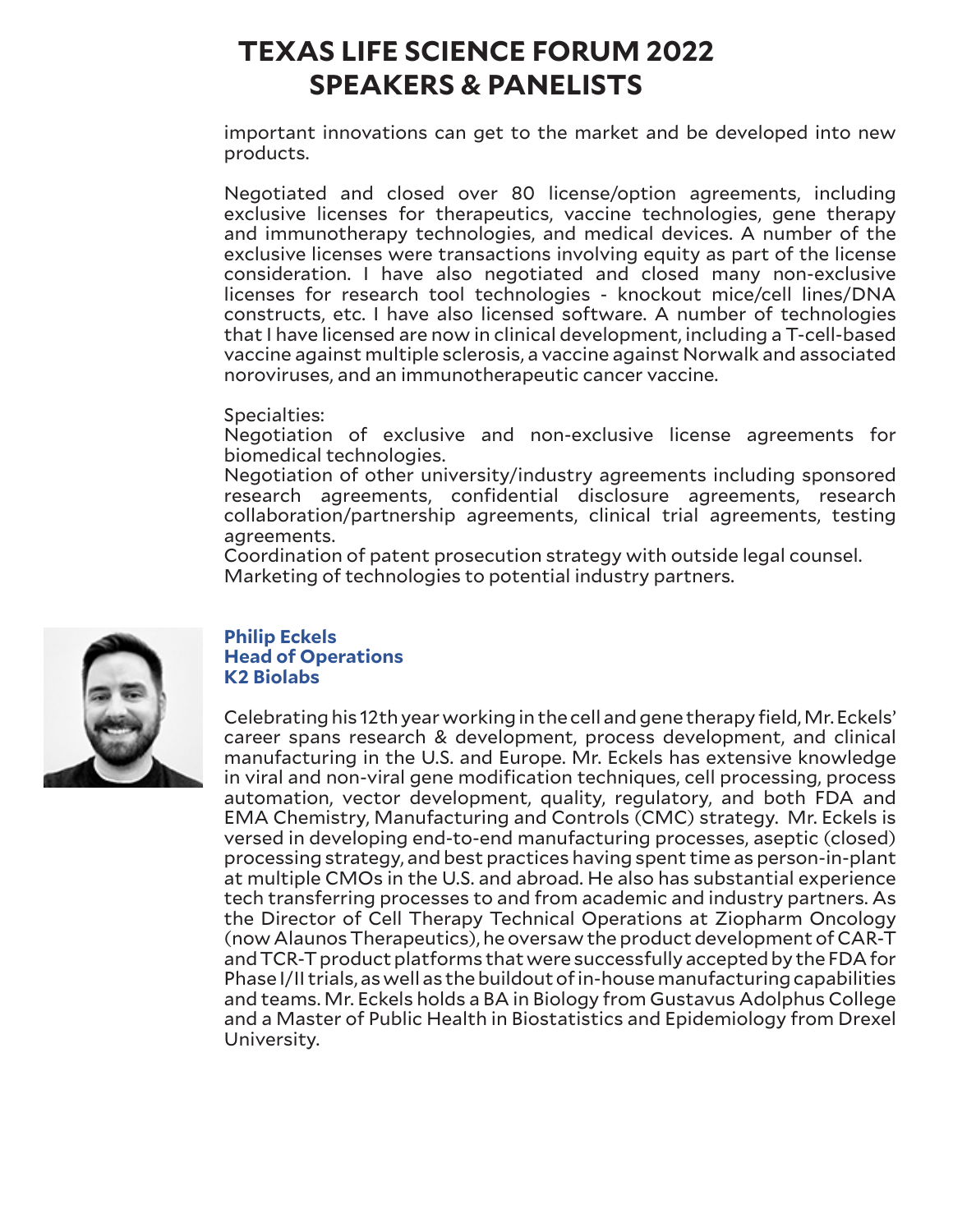# TEXAS LIFE SCIENCE FORUM 2022
# SPEAKERS & PANELISTS

important innovations can get to the market and be developed into new products.

Negotiated and closed over 80 license/option agreements, including exclusive licenses for therapeutics, vaccine technologies, gene therapy and immunotherapy technologies, and medical devices. A number of the exclusive licenses were transactions involving equity as part of the license consideration. I have also negotiated and closed many non-exclusive licenses for research tool technologies - knockout mice/cell lines/DNA constructs, etc. I have also licensed software. A number of technologies that I have licensed are now in clinical development, including a T-cell-based vaccine against multiple sclerosis, a vaccine against Norwalk and associated noroviruses, and an immunotherapeutic cancer vaccine.

Specialties:
Negotiation of exclusive and non-exclusive license agreements for biomedical technologies.
Negotiation of other university/industry agreements including sponsored research agreements, confidential disclosure agreements, research collaboration/partnership agreements, clinical trial agreements, testing agreements.
Coordination of patent prosecution strategy with outside legal counsel.
Marketing of technologies to potential industry partners.

**Philip Eckels**
**Head of Operations**
**K2 Biolabs**

Celebrating his 12th year working in the cell and gene therapy field, Mr. Eckels' career spans research & development, process development, and clinical manufacturing in the U.S. and Europe. Mr. Eckels has extensive knowledge in viral and non-viral gene modification techniques, cell processing, process automation, vector development, quality, regulatory, and both FDA and EMA Chemistry, Manufacturing and Controls (CMC) strategy. Mr. Eckels is versed in developing end-to-end manufacturing processes, aseptic (closed) processing strategy, and best practices having spent time as person-in-plant at multiple CMOs in the U.S. and abroad. He also has substantial experience tech transferring processes to and from academic and industry partners. As the Director of Cell Therapy Technical Operations at Ziopharm Oncology (now Alaunos Therapeutics), he oversaw the product development of CAR-T and TCR-T product platforms that were successfully accepted by the FDA for Phase I/II trials, as well as the buildout of in-house manufacturing capabilities and teams. Mr. Eckels holds a BA in Biology from Gustavus Adolphus College and a Master of Public Health in Biostatistics and Epidemiology from Drexel University.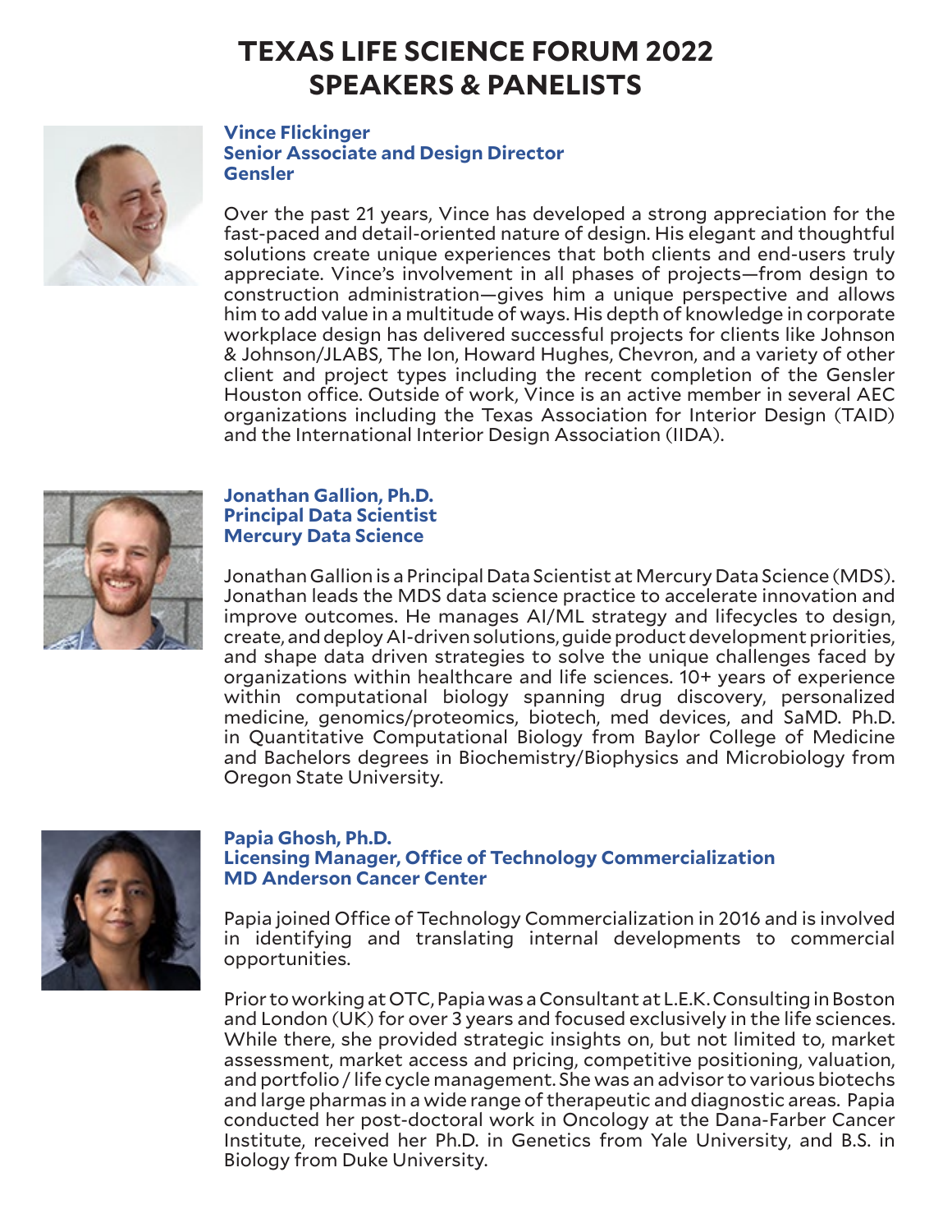# TEXAS LIFE SCIENCE FORUM 2022
# SPEAKERS & PANELISTS

**Vince Flickinger**
**Senior Associate and Design Director**
**Gensler**

Over the past 21 years, Vince has developed a strong appreciation for the fast-paced and detail-oriented nature of design. His elegant and thoughtful solutions create unique experiences that both clients and end-users truly appreciate. Vince's involvement in all phases of projects—from design to construction administration—gives him a unique perspective and allows him to add value in a multitude of ways. His depth of knowledge in corporate workplace design has delivered successful projects for clients like Johnson & Johnson/JLABS, The Ion, Howard Hughes, Chevron, and a variety of other client and project types including the recent completion of the Gensler Houston office. Outside of work, Vince is an active member in several AEC organizations including the Texas Association for Interior Design (TAID) and the International Interior Design Association (IIDA).

**Jonathan Gallion, Ph.D.**
**Principal Data Scientist**
**Mercury Data Science**

Jonathan Gallion is a Principal Data Scientist at Mercury Data Science (MDS). Jonathan leads the MDS data science practice to accelerate innovation and improve outcomes. He manages AI/ML strategy and lifecycles to design, create, and deploy AI-driven solutions, guide product development priorities, and shape data driven strategies to solve the unique challenges faced by organizations within healthcare and life sciences. 10+ years of experience within computational biology spanning drug discovery, personalized medicine, genomics/proteomics, biotech, med devices, and SaMD. Ph.D. in Quantitative Computational Biology from Baylor College of Medicine and Bachelors degrees in Biochemistry/Biophysics and Microbiology from Oregon State University.

**Papia Ghosh, Ph.D.**
**Licensing Manager, Office of Technology Commercialization**
**MD Anderson Cancer Center**

Papia joined Office of Technology Commercialization in 2016 and is involved in identifying and translating internal developments to commercial opportunities.

Prior to working at OTC, Papia was a Consultant at L.E.K. Consulting in Boston and London (UK) for over 3 years and focused exclusively in the life sciences. While there, she provided strategic insights on, but not limited to, market assessment, market access and pricing, competitive positioning, valuation, and portfolio / life cycle management. She was an advisor to various biotechs and large pharmas in a wide range of therapeutic and diagnostic areas. Papia conducted her post-doctoral work in Oncology at the Dana-Farber Cancer Institute, received her Ph.D. in Genetics from Yale University, and B.S. in Biology from Duke University.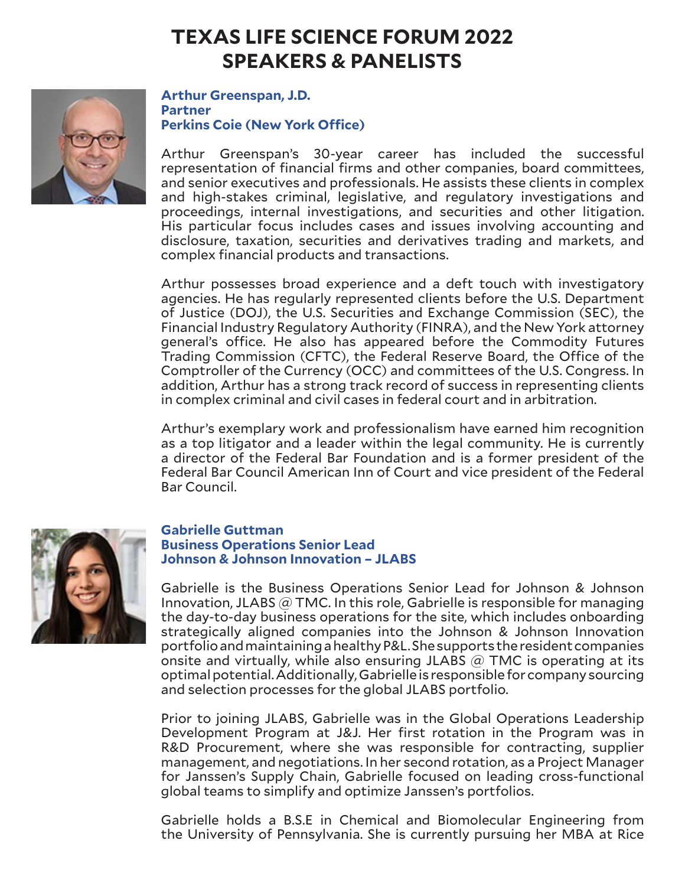# TEXAS LIFE SCIENCE FORUM 2022 SPEAKERS & PANELISTS

**Arthur Greenspan, J.D.**
**Partner**
**Perkins Coie (New York Office)**

Arthur Greenspan's 30-year career has included the successful representation of financial firms and other companies, board committees, and senior executives and professionals. He assists these clients in complex and high-stakes criminal, legislative, and regulatory investigations and proceedings, internal investigations, and securities and other litigation. His particular focus includes cases and issues involving accounting and disclosure, taxation, securities and derivatives trading and markets, and complex financial products and transactions.

Arthur possesses broad experience and a deft touch with investigatory agencies. He has regularly represented clients before the U.S. Department of Justice (DOJ), the U.S. Securities and Exchange Commission (SEC), the Financial Industry Regulatory Authority (FINRA), and the New York attorney general's office. He also has appeared before the Commodity Futures Trading Commission (CFTC), the Federal Reserve Board, the Office of the Comptroller of the Currency (OCC) and committees of the U.S. Congress. In addition, Arthur has a strong track record of success in representing clients in complex criminal and civil cases in federal court and in arbitration.

Arthur's exemplary work and professionalism have earned him recognition as a top litigator and a leader within the legal community. He is currently a director of the Federal Bar Foundation and is a former president of the Federal Bar Council American Inn of Court and vice president of the Federal Bar Council.

**Gabrielle Guttman**
**Business Operations Senior Lead**
**Johnson & Johnson Innovation – JLABS**

Gabrielle is the Business Operations Senior Lead for Johnson & Johnson Innovation, JLABS @ TMC. In this role, Gabrielle is responsible for managing the day-to-day business operations for the site, which includes onboarding strategically aligned companies into the Johnson & Johnson Innovation portfolio and maintaining a healthy P&L. She supports the resident companies onsite and virtually, while also ensuring JLABS @ TMC is operating at its optimal potential. Additionally, Gabrielle is responsible for company sourcing and selection processes for the global JLABS portfolio.

Prior to joining JLABS, Gabrielle was in the Global Operations Leadership Development Program at J&J. Her first rotation in the Program was in R&D Procurement, where she was responsible for contracting, supplier management, and negotiations. In her second rotation, as a Project Manager for Janssen's Supply Chain, Gabrielle focused on leading cross-functional global teams to simplify and optimize Janssen's portfolios.

Gabrielle holds a B.S.E in Chemical and Biomolecular Engineering from the University of Pennsylvania. She is currently pursuing her MBA at Rice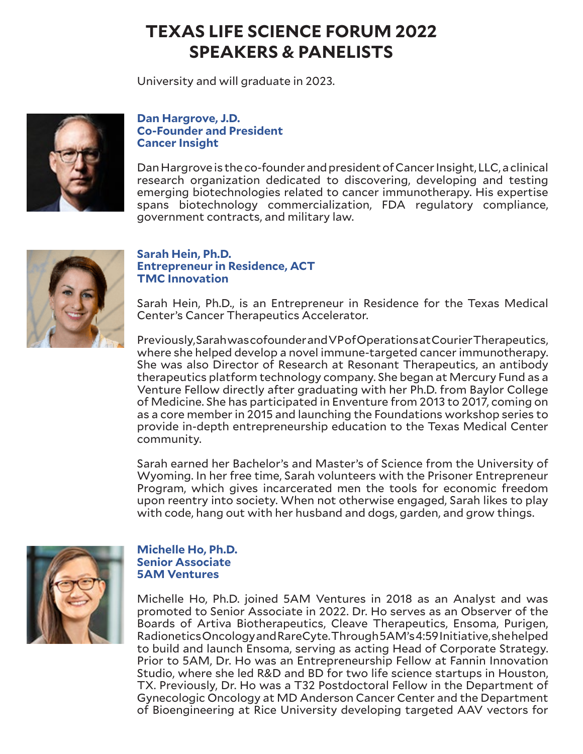# TEXAS LIFE SCIENCE FORUM 2022 SPEAKERS & PANELISTS

University and will graduate in 2023.

**Dan Hargrove, J.D.**
**Co-Founder and President**
**Cancer Insight**

Dan Hargrove is the co-founder and president of Cancer Insight, LLC, a clinical research organization dedicated to discovering, developing and testing emerging biotechnologies related to cancer immunotherapy. His expertise spans biotechnology commercialization, FDA regulatory compliance, government contracts, and military law.

**Sarah Hein, Ph.D.**
**Entrepreneur in Residence, ACT**
**TMC Innovation**

Sarah Hein, Ph.D., is an Entrepreneur in Residence for the Texas Medical Center's Cancer Therapeutics Accelerator.

Previously, Sarah was cofounder and VP of Operations at Courier Therapeutics, where she helped develop a novel immune-targeted cancer immunotherapy. She was also Director of Research at Resonant Therapeutics, an antibody therapeutics platform technology company. She began at Mercury Fund as a Venture Fellow directly after graduating with her Ph.D. from Baylor College of Medicine. She has participated in Enventure from 2013 to 2017, coming on as a core member in 2015 and launching the Foundations workshop series to provide in-depth entrepreneurship education to the Texas Medical Center community.

Sarah earned her Bachelor's and Master's of Science from the University of Wyoming. In her free time, Sarah volunteers with the Prisoner Entrepreneur Program, which gives incarcerated men the tools for economic freedom upon reentry into society. When not otherwise engaged, Sarah likes to play with code, hang out with her husband and dogs, garden, and grow things.

**Michelle Ho, Ph.D.**
**Senior Associate**
**5AM Ventures**

Michelle Ho, Ph.D. joined 5AM Ventures in 2018 as an Analyst and was promoted to Senior Associate in 2022. Dr. Ho serves as an Observer of the Boards of Artiva Biotherapeutics, Cleave Therapeutics, Ensoma, Purigen, Radionetics Oncology and RareCyte. Through 5AM's 4:59 Initiative, she helped to build and launch Ensoma, serving as acting Head of Corporate Strategy. Prior to 5AM, Dr. Ho was an Entrepreneurship Fellow at Fannin Innovation Studio, where she led R&D and BD for two life science startups in Houston, TX. Previously, Dr. Ho was a T32 Postdoctoral Fellow in the Department of Gynecologic Oncology at MD Anderson Cancer Center and the Department of Bioengineering at Rice University developing targeted AAV vectors for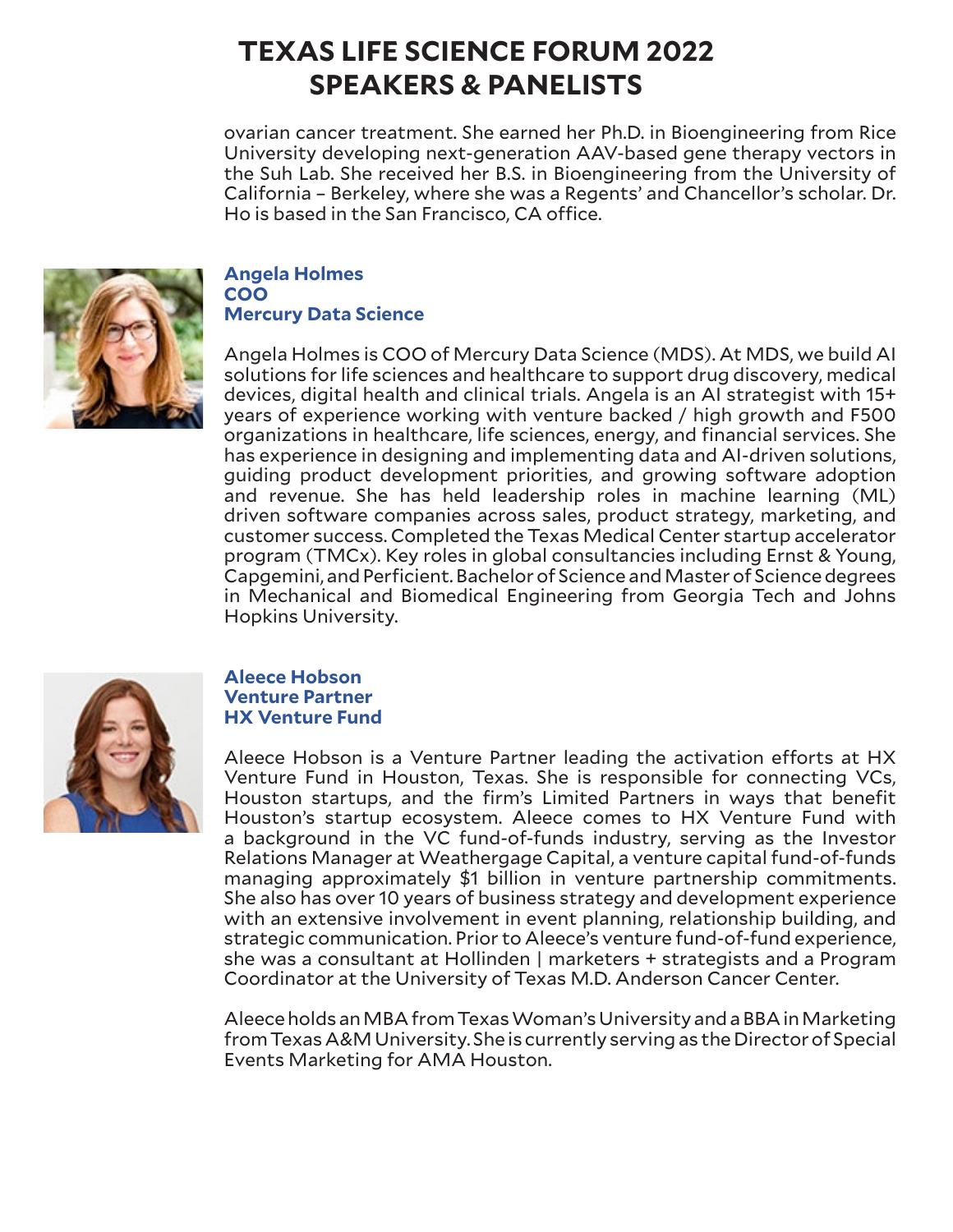# TEXAS LIFE SCIENCE FORUM 2022
# SPEAKERS & PANELISTS

ovarian cancer treatment. She earned her Ph.D. in Bioengineering from Rice University developing next-generation AAV-based gene therapy vectors in the Suh Lab. She received her B.S. in Bioengineering from the University of California – Berkeley, where she was a Regents' and Chancellor's scholar. Dr. Ho is based in the San Francisco, CA office.

**Angela Holmes**
**COO**
**Mercury Data Science**

Angela Holmes is COO of Mercury Data Science (MDS). At MDS, we build AI solutions for life sciences and healthcare to support drug discovery, medical devices, digital health and clinical trials. Angela is an AI strategist with 15+ years of experience working with venture backed / high growth and F500 organizations in healthcare, life sciences, energy, and financial services. She has experience in designing and implementing data and AI-driven solutions, guiding product development priorities, and growing software adoption and revenue. She has held leadership roles in machine learning (ML) driven software companies across sales, product strategy, marketing, and customer success. Completed the Texas Medical Center startup accelerator program (TMCx). Key roles in global consultancies including Ernst & Young, Capgemini, and Perficient. Bachelor of Science and Master of Science degrees in Mechanical and Biomedical Engineering from Georgia Tech and Johns Hopkins University.

**Aleece Hobson**
**Venture Partner**
**HX Venture Fund**

Aleece Hobson is a Venture Partner leading the activation efforts at HX Venture Fund in Houston, Texas. She is responsible for connecting VCs, Houston startups, and the firm's Limited Partners in ways that benefit Houston's startup ecosystem. Aleece comes to HX Venture Fund with a background in the VC fund-of-funds industry, serving as the Investor Relations Manager at Weathergage Capital, a venture capital fund-of-funds managing approximately $1 billion in venture partnership commitments. She also has over 10 years of business strategy and development experience with an extensive involvement in event planning, relationship building, and strategic communication. Prior to Aleece's venture fund-of-fund experience, she was a consultant at Hollinden | marketers + strategists and a Program Coordinator at the University of Texas M.D. Anderson Cancer Center.

Aleece holds an MBA from Texas Woman's University and a BBA in Marketing from Texas A&M University. She is currently serving as the Director of Special Events Marketing for AMA Houston.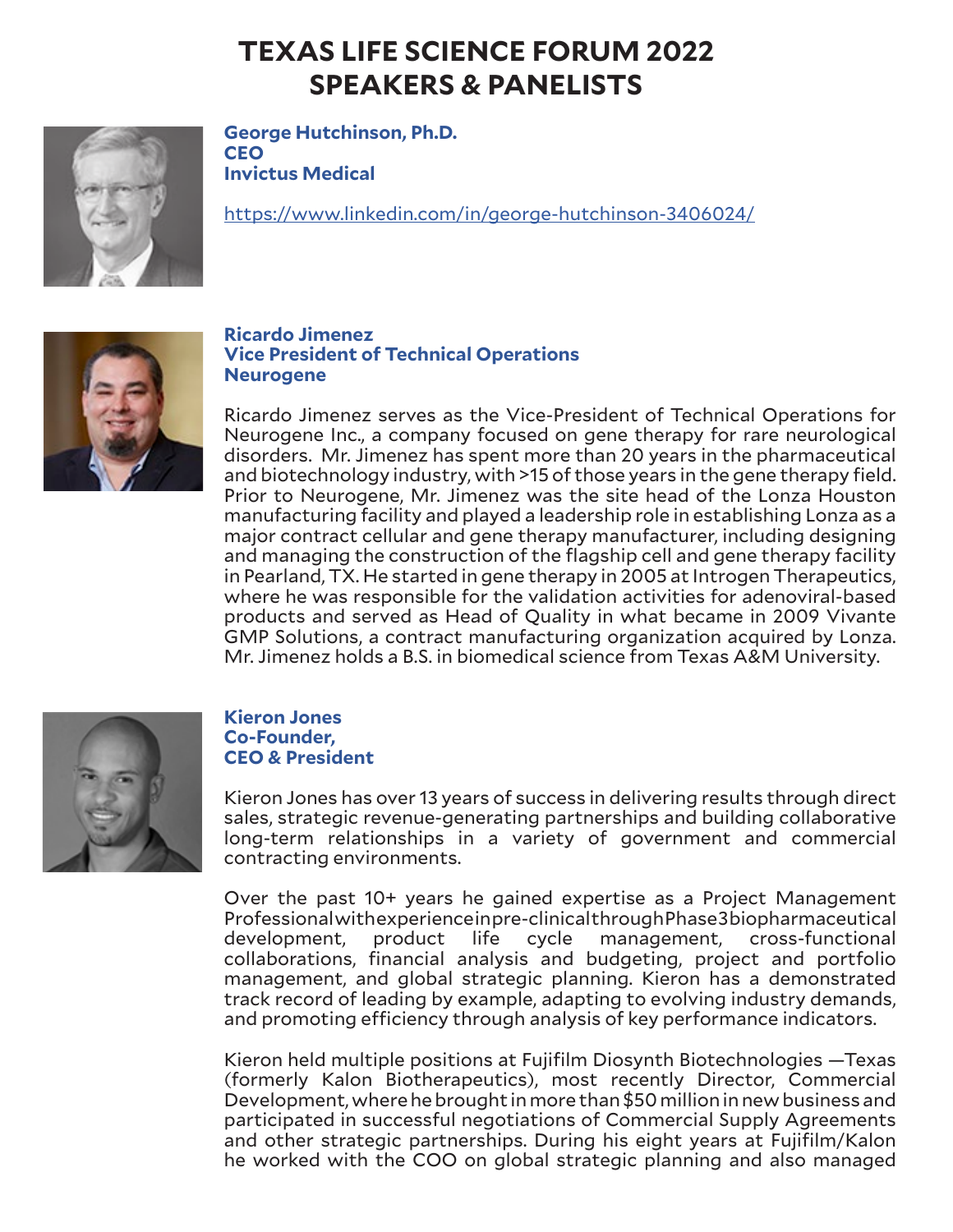# TEXAS LIFE SCIENCE FORUM 2022
# SPEAKERS & PANELISTS

**George Hutchinson, Ph.D.**
**CEO**
**Invictus Medical**

https://www.linkedin.com/in/george-hutchinson-3406024/

**Ricardo Jimenez**
**Vice President of Technical Operations**
**Neurogene**

Ricardo Jimenez serves as the Vice-President of Technical Operations for Neurogene Inc., a company focused on gene therapy for rare neurological disorders. Mr. Jimenez has spent more than 20 years in the pharmaceutical and biotechnology industry, with >15 of those years in the gene therapy field. Prior to Neurogene, Mr. Jimenez was the site head of the Lonza Houston manufacturing facility and played a leadership role in establishing Lonza as a major contract cellular and gene therapy manufacturer, including designing and managing the construction of the flagship cell and gene therapy facility in Pearland, TX. He started in gene therapy in 2005 at Introgen Therapeutics, where he was responsible for the validation activities for adenoviral-based products and served as Head of Quality in what became in 2009 Vivante GMP Solutions, a contract manufacturing organization acquired by Lonza. Mr. Jimenez holds a B.S. in biomedical science from Texas A&M University.

**Kieron Jones**
**Co-Founder,**
**CEO & President**

Kieron Jones has over 13 years of success in delivering results through direct sales, strategic revenue-generating partnerships and building collaborative long-term relationships in a variety of government and commercial contracting environments.

Over the past 10+ years he gained expertise as a Project Management Professional with experience in pre-clinical through Phase 3 biopharmaceutical development, product life cycle management, cross-functional collaborations, financial analysis and budgeting, project and portfolio management, and global strategic planning. Kieron has a demonstrated track record of leading by example, adapting to evolving industry demands, and promoting efficiency through analysis of key performance indicators.

Kieron held multiple positions at Fujifilm Diosynth Biotechnologies —Texas (formerly Kalon Biotherapeutics), most recently Director, Commercial Development, where he brought in more than $50 million in new business and participated in successful negotiations of Commercial Supply Agreements and other strategic partnerships. During his eight years at Fujifilm/Kalon he worked with the COO on global strategic planning and also managed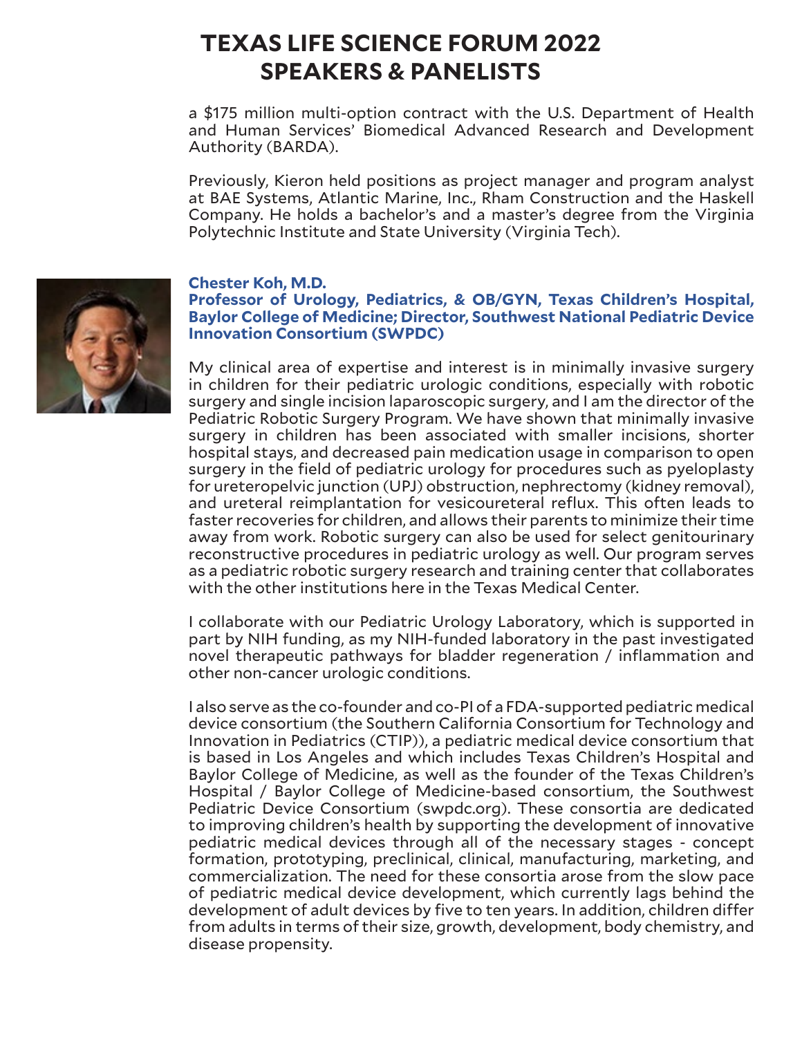# TEXAS LIFE SCIENCE FORUM 2022 SPEAKERS & PANELISTS

a $175 million multi-option contract with the U.S. Department of Health and Human Services' Biomedical Advanced Research and Development Authority (BARDA).

Previously, Kieron held positions as project manager and program analyst at BAE Systems, Atlantic Marine, Inc., Rham Construction and the Haskell Company. He holds a bachelor's and a master's degree from the Virginia Polytechnic Institute and State University (Virginia Tech).

**Chester Koh, M.D.**
**Professor of Urology, Pediatrics, & OB/GYN, Texas Children's Hospital, Baylor College of Medicine; Director, Southwest National Pediatric Device Innovation Consortium (SWPDC)**

My clinical area of expertise and interest is in minimally invasive surgery in children for their pediatric urologic conditions, especially with robotic surgery and single incision laparoscopic surgery, and I am the director of the Pediatric Robotic Surgery Program. We have shown that minimally invasive surgery in children has been associated with smaller incisions, shorter hospital stays, and decreased pain medication usage in comparison to open surgery in the field of pediatric urology for procedures such as pyeloplasty for ureteropelvic junction (UPJ) obstruction, nephrectomy (kidney removal), and ureteral reimplantation for vesicoureteral reflux. This often leads to faster recoveries for children, and allows their parents to minimize their time away from work. Robotic surgery can also be used for select genitourinary reconstructive procedures in pediatric urology as well. Our program serves as a pediatric robotic surgery research and training center that collaborates with the other institutions here in the Texas Medical Center.

I collaborate with our Pediatric Urology Laboratory, which is supported in part by NIH funding, as my NIH-funded laboratory in the past investigated novel therapeutic pathways for bladder regeneration / inflammation and other non-cancer urologic conditions.

I also serve as the co-founder and co-PI of a FDA-supported pediatric medical device consortium (the Southern California Consortium for Technology and Innovation in Pediatrics (CTIP)), a pediatric medical device consortium that is based in Los Angeles and which includes Texas Children's Hospital and Baylor College of Medicine, as well as the founder of the Texas Children's Hospital / Baylor College of Medicine-based consortium, the Southwest Pediatric Device Consortium (swpdc.org). These consortia are dedicated to improving children's health by supporting the development of innovative pediatric medical devices through all of the necessary stages - concept formation, prototyping, preclinical, clinical, manufacturing, marketing, and commercialization. The need for these consortia arose from the slow pace of pediatric medical device development, which currently lags behind the development of adult devices by five to ten years. In addition, children differ from adults in terms of their size, growth, development, body chemistry, and disease propensity.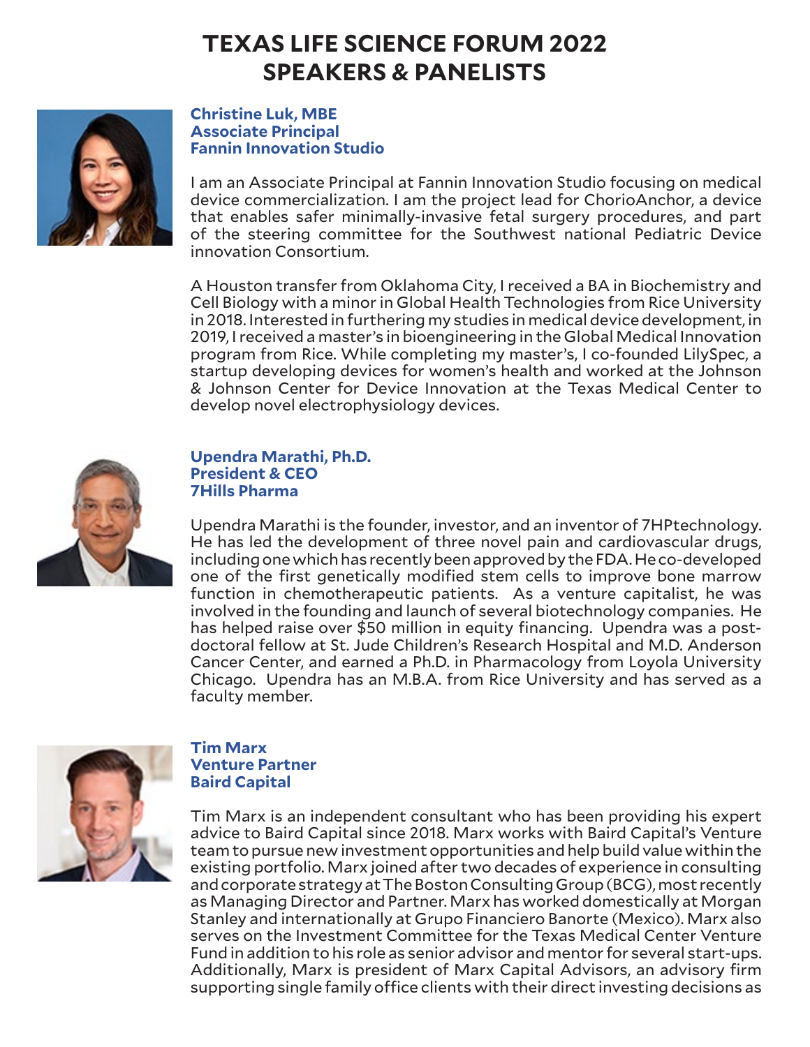# TEXAS LIFE SCIENCE FORUM 2022
# SPEAKERS & PANELISTS

**Christine Luk, MBE**
**Associate Principal**
**Fannin Innovation Studio**

I am an Associate Principal at Fannin Innovation Studio focusing on medical device commercialization. I am the project lead for ChorioAnchor, a device that enables safer minimally-invasive fetal surgery procedures, and part of the steering committee for the Southwest national Pediatric Device innovation Consortium.

A Houston transfer from Oklahoma City, I received a BA in Biochemistry and Cell Biology with a minor in Global Health Technologies from Rice University in 2018. Interested in furthering my studies in medical device development, in 2019, I received a master's in bioengineering in the Global Medical Innovation program from Rice. While completing my master's, I co-founded LilySpec, a startup developing devices for women's health and worked at the Johnson & Johnson Center for Device Innovation at the Texas Medical Center to develop novel electrophysiology devices.

**Upendra Marathi, Ph.D.**
**President & CEO**
**7Hills Pharma**

Upendra Marathi is the founder, investor, and an inventor of 7HPtechnology. He has led the development of three novel pain and cardiovascular drugs, including one which has recently been approved by the FDA. He co-developed one of the first genetically modified stem cells to improve bone marrow function in chemotherapeutic patients. As a venture capitalist, he was involved in the founding and launch of several biotechnology companies. He has helped raise over $50 million in equity financing. Upendra was a post-doctoral fellow at St. Jude Children's Research Hospital and M.D. Anderson Cancer Center, and earned a Ph.D. in Pharmacology from Loyola University Chicago. Upendra has an M.B.A. from Rice University and has served as a faculty member.

**Tim Marx**
**Venture Partner**
**Baird Capital**

Tim Marx is an independent consultant who has been providing his expert advice to Baird Capital since 2018. Marx works with Baird Capital's Venture team to pursue new investment opportunities and help build value within the existing portfolio. Marx joined after two decades of experience in consulting and corporate strategy at The Boston Consulting Group (BCG), most recently as Managing Director and Partner. Marx has worked domestically at Morgan Stanley and internationally at Grupo Financiero Banorte (Mexico). Marx also serves on the Investment Committee for the Texas Medical Center Venture Fund in addition to his role as senior advisor and mentor for several start-ups. Additionally, Marx is president of Marx Capital Advisors, an advisory firm supporting single family office clients with their direct investing decisions as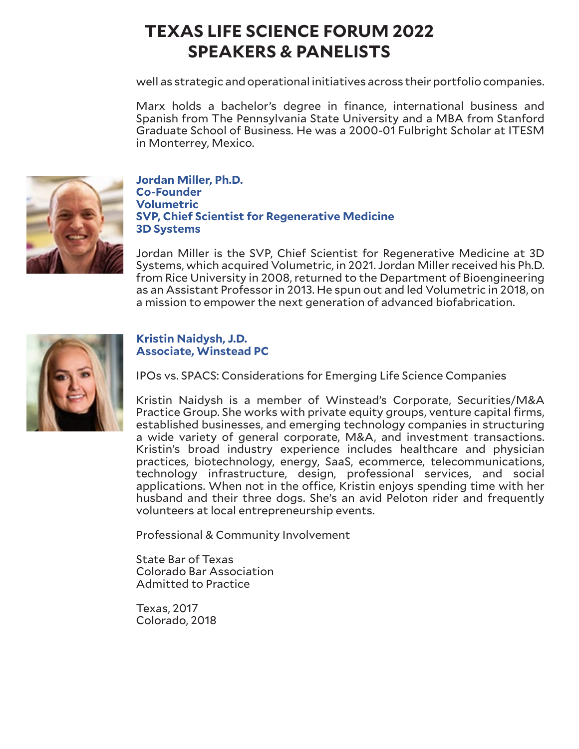# TEXAS LIFE SCIENCE FORUM 2022 SPEAKERS & PANELISTS

well as strategic and operational initiatives across their portfolio companies.

Marx holds a bachelor's degree in finance, international business and Spanish from The Pennsylvania State University and a MBA from Stanford Graduate School of Business. He was a 2000-01 Fulbright Scholar at ITESM in Monterrey, Mexico.

**Jordan Miller, Ph.D.**
**Co-Founder**
**Volumetric**
**SVP, Chief Scientist for Regenerative Medicine**
**3D Systems**

Jordan Miller is the SVP, Chief Scientist for Regenerative Medicine at 3D Systems, which acquired Volumetric, in 2021. Jordan Miller received his Ph.D. from Rice University in 2008, returned to the Department of Bioengineering as an Assistant Professor in 2013. He spun out and led Volumetric in 2018, on a mission to empower the next generation of advanced biofabrication.

**Kristin Naidysh, J.D.**
**Associate, Winstead PC**

IPOs vs. SPACS: Considerations for Emerging Life Science Companies

Kristin Naidysh is a member of Winstead's Corporate, Securities/M&A Practice Group. She works with private equity groups, venture capital firms, established businesses, and emerging technology companies in structuring a wide variety of general corporate, M&A, and investment transactions. Kristin's broad industry experience includes healthcare and physician practices, biotechnology, energy, SaaS, ecommerce, telecommunications, technology infrastructure, design, professional services, and social applications. When not in the office, Kristin enjoys spending time with her husband and their three dogs. She's an avid Peloton rider and frequently volunteers at local entrepreneurship events.

Professional & Community Involvement

State Bar of Texas
Colorado Bar Association
Admitted to Practice

Texas, 2017
Colorado, 2018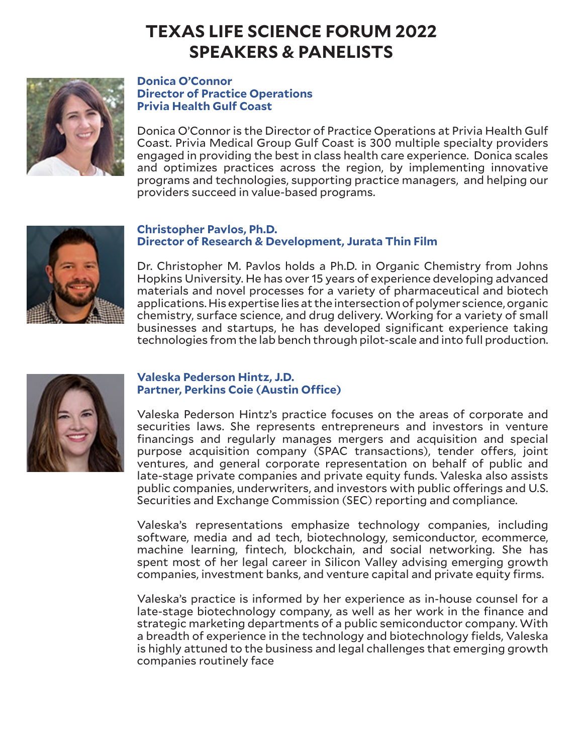# TEXAS LIFE SCIENCE FORUM 2022
# SPEAKERS & PANELISTS

**Donica O'Connor**
**Director of Practice Operations**
**Privia Health Gulf Coast**

Donica O'Connor is the Director of Practice Operations at Privia Health Gulf Coast. Privia Medical Group Gulf Coast is 300 multiple specialty providers engaged in providing the best in class health care experience. Donica scales and optimizes practices across the region, by implementing innovative programs and technologies, supporting practice managers, and helping our providers succeed in value-based programs.

**Christopher Pavlos, Ph.D.**
**Director of Research & Development, Jurata Thin Film**

Dr. Christopher M. Pavlos holds a Ph.D. in Organic Chemistry from Johns Hopkins University. He has over 15 years of experience developing advanced materials and novel processes for a variety of pharmaceutical and biotech applications. His expertise lies at the intersection of polymer science, organic chemistry, surface science, and drug delivery. Working for a variety of small businesses and startups, he has developed significant experience taking technologies from the lab bench through pilot-scale and into full production.

**Valeska Pederson Hintz, J.D.**
**Partner, Perkins Coie (Austin Office)**

Valeska Pederson Hintz's practice focuses on the areas of corporate and securities laws. She represents entrepreneurs and investors in venture financings and regularly manages mergers and acquisition and special purpose acquisition company (SPAC transactions), tender offers, joint ventures, and general corporate representation on behalf of public and late-stage private companies and private equity funds. Valeska also assists public companies, underwriters, and investors with public offerings and U.S. Securities and Exchange Commission (SEC) reporting and compliance.

Valeska's representations emphasize technology companies, including software, media and ad tech, biotechnology, semiconductor, ecommerce, machine learning, fintech, blockchain, and social networking. She has spent most of her legal career in Silicon Valley advising emerging growth companies, investment banks, and venture capital and private equity firms.

Valeska's practice is informed by her experience as in-house counsel for a late-stage biotechnology company, as well as her work in the finance and strategic marketing departments of a public semiconductor company. With a breadth of experience in the technology and biotechnology fields, Valeska is highly attuned to the business and legal challenges that emerging growth companies routinely face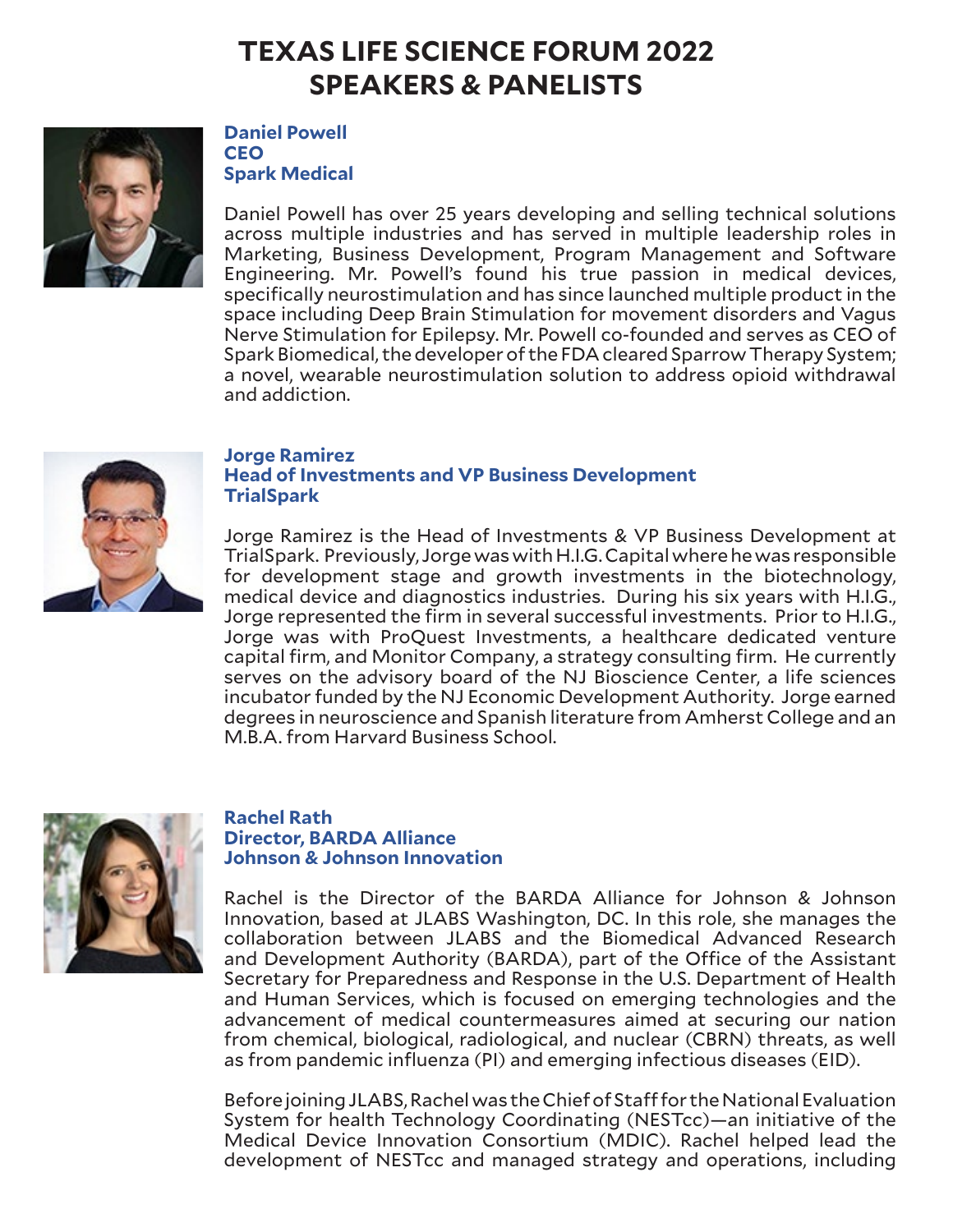# TEXAS LIFE SCIENCE FORUM 2022
# SPEAKERS & PANELISTS

**Daniel Powell**
**CEO**
**Spark Medical**

Daniel Powell has over 25 years developing and selling technical solutions across multiple industries and has served in multiple leadership roles in Marketing, Business Development, Program Management and Software Engineering. Mr. Powell's found his true passion in medical devices, specifically neurostimulation and has since launched multiple product in the space including Deep Brain Stimulation for movement disorders and Vagus Nerve Stimulation for Epilepsy. Mr. Powell co-founded and serves as CEO of Spark Biomedical, the developer of the FDA cleared Sparrow Therapy System; a novel, wearable neurostimulation solution to address opioid withdrawal and addiction.

**Jorge Ramirez**
**Head of Investments and VP Business Development**
**TrialSpark**

Jorge Ramirez is the Head of Investments & VP Business Development at TrialSpark. Previously, Jorge was with H.I.G. Capital where he was responsible for development stage and growth investments in the biotechnology, medical device and diagnostics industries. During his six years with H.I.G., Jorge represented the firm in several successful investments. Prior to H.I.G., Jorge was with ProQuest Investments, a healthcare dedicated venture capital firm, and Monitor Company, a strategy consulting firm. He currently serves on the advisory board of the NJ Bioscience Center, a life sciences incubator funded by the NJ Economic Development Authority. Jorge earned degrees in neuroscience and Spanish literature from Amherst College and an M.B.A. from Harvard Business School.

**Rachel Rath**
**Director, BARDA Alliance**
**Johnson & Johnson Innovation**

Rachel is the Director of the BARDA Alliance for Johnson & Johnson Innovation, based at JLABS Washington, DC. In this role, she manages the collaboration between JLABS and the Biomedical Advanced Research and Development Authority (BARDA), part of the Office of the Assistant Secretary for Preparedness and Response in the U.S. Department of Health and Human Services, which is focused on emerging technologies and the advancement of medical countermeasures aimed at securing our nation from chemical, biological, radiological, and nuclear (CBRN) threats, as well as from pandemic influenza (PI) and emerging infectious diseases (EID).

Before joining JLABS, Rachel was the Chief of Staff for the National Evaluation System for health Technology Coordinating (NESTcc)—an initiative of the Medical Device Innovation Consortium (MDIC). Rachel helped lead the development of NESTcc and managed strategy and operations, including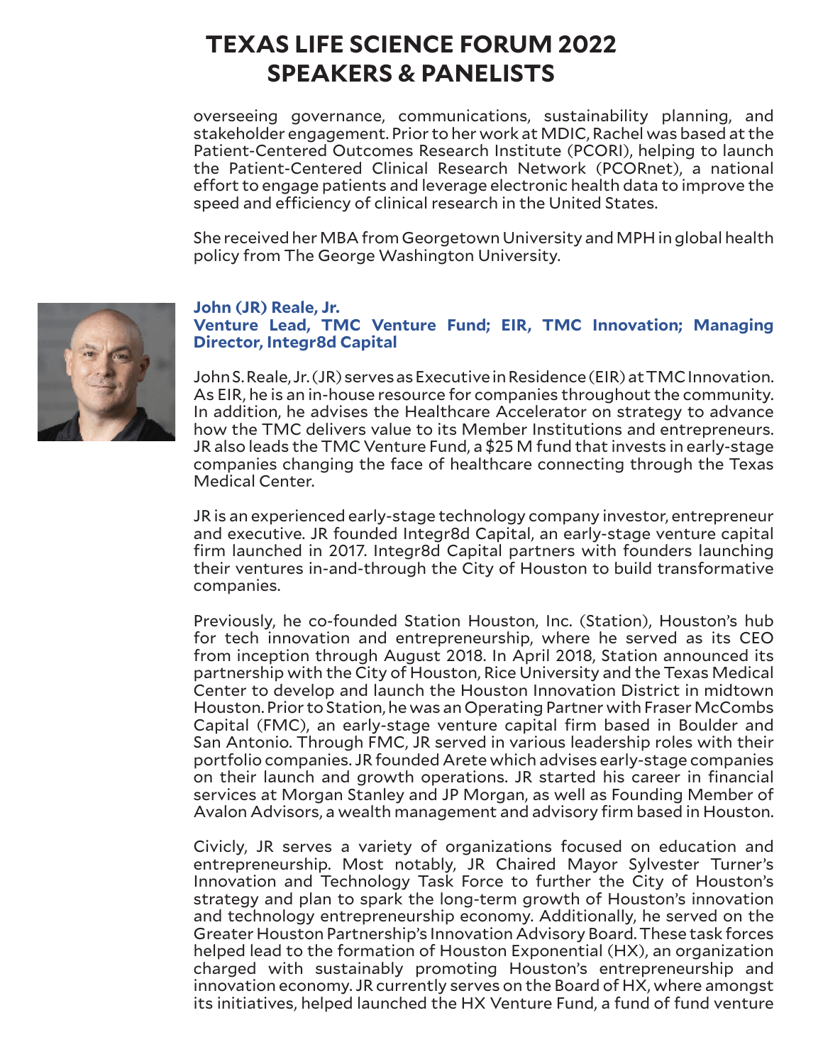# TEXAS LIFE SCIENCE FORUM 2022 SPEAKERS & PANELISTS

overseeing governance, communications, sustainability planning, and stakeholder engagement. Prior to her work at MDIC, Rachel was based at the Patient-Centered Outcomes Research Institute (PCORI), helping to launch the Patient-Centered Clinical Research Network (PCORnet), a national effort to engage patients and leverage electronic health data to improve the speed and efficiency of clinical research in the United States.

She received her MBA from Georgetown University and MPH in global health policy from The George Washington University.

**John (JR) Reale, Jr.**
**Venture Lead, TMC Venture Fund; EIR, TMC Innovation; Managing Director, Integr8d Capital**

John S. Reale, Jr. (JR) serves as Executive in Residence (EIR) at TMC Innovation. As EIR, he is an in-house resource for companies throughout the community. In addition, he advises the Healthcare Accelerator on strategy to advance how the TMC delivers value to its Member Institutions and entrepreneurs. JR also leads the TMC Venture Fund, a $25 M fund that invests in early-stage companies changing the face of healthcare connecting through the Texas Medical Center.

JR is an experienced early-stage technology company investor, entrepreneur and executive. JR founded Integr8d Capital, an early-stage venture capital firm launched in 2017. Integr8d Capital partners with founders launching their ventures in-and-through the City of Houston to build transformative companies.

Previously, he co-founded Station Houston, Inc. (Station), Houston's hub for tech innovation and entrepreneurship, where he served as its CEO from inception through August 2018. In April 2018, Station announced its partnership with the City of Houston, Rice University and the Texas Medical Center to develop and launch the Houston Innovation District in midtown Houston. Prior to Station, he was an Operating Partner with Fraser McCombs Capital (FMC), an early-stage venture capital firm based in Boulder and San Antonio. Through FMC, JR served in various leadership roles with their portfolio companies. JR founded Arete which advises early-stage companies on their launch and growth operations. JR started his career in financial services at Morgan Stanley and JP Morgan, as well as Founding Member of Avalon Advisors, a wealth management and advisory firm based in Houston.

Civicly, JR serves a variety of organizations focused on education and entrepreneurship. Most notably, JR Chaired Mayor Sylvester Turner's Innovation and Technology Task Force to further the City of Houston's strategy and plan to spark the long-term growth of Houston's innovation and technology entrepreneurship economy. Additionally, he served on the Greater Houston Partnership's Innovation Advisory Board. These task forces helped lead to the formation of Houston Exponential (HX), an organization charged with sustainably promoting Houston's entrepreneurship and innovation economy. JR currently serves on the Board of HX, where amongst its initiatives, helped launched the HX Venture Fund, a fund of fund venture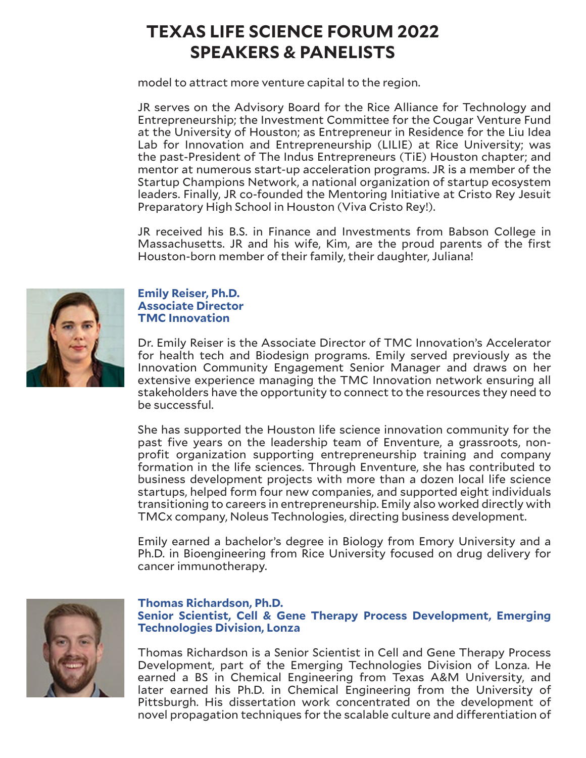model to attract more venture capital to the region.

JR serves on the Advisory Board for the Rice Alliance for Technology and Entrepreneurship; the Investment Committee for the Cougar Venture Fund at the University of Houston; as Entrepreneur in Residence for the Liu Idea Lab for Innovation and Entrepreneurship (LILIE) at Rice University; was the past-President of The Indus Entrepreneurs (TiE) Houston chapter; and mentor at numerous start-up acceleration programs. JR is a member of the Startup Champions Network, a national organization of startup ecosystem leaders. Finally, JR co-founded the Mentoring Initiative at Cristo Rey Jesuit Preparatory High School in Houston (Viva Cristo Rey!).

JR received his B.S. in Finance and Investments from Babson College in Massachusetts. JR and his wife, Kim, are the proud parents of the first Houston-born member of their family, their daughter, Juliana!

**Emily Reiser, Ph.D.**
**Associate Director**
**TMC Innovation**

Dr. Emily Reiser is the Associate Director of TMC Innovation's Accelerator for health tech and Biodesign programs. Emily served previously as the Innovation Community Engagement Senior Manager and draws on her extensive experience managing the TMC Innovation network ensuring all stakeholders have the opportunity to connect to the resources they need to be successful.

She has supported the Houston life science innovation community for the past five years on the leadership team of Enventure, a grassroots, non-profit organization supporting entrepreneurship training and company formation in the life sciences. Through Enventure, she has contributed to business development projects with more than a dozen local life science startups, helped form four new companies, and supported eight individuals transitioning to careers in entrepreneurship. Emily also worked directly with TMCx company, Noleus Technologies, directing business development.

Emily earned a bachelor's degree in Biology from Emory University and a Ph.D. in Bioengineering from Rice University focused on drug delivery for cancer immunotherapy.

**Thomas Richardson, Ph.D.**
**Senior Scientist, Cell & Gene Therapy Process Development, Emerging Technologies Division, Lonza**

Thomas Richardson is a Senior Scientist in Cell and Gene Therapy Process Development, part of the Emerging Technologies Division of Lonza. He earned a BS in Chemical Engineering from Texas A&M University, and later earned his Ph.D. in Chemical Engineering from the University of Pittsburgh. His dissertation work concentrated on the development of novel propagation techniques for the scalable culture and differentiation of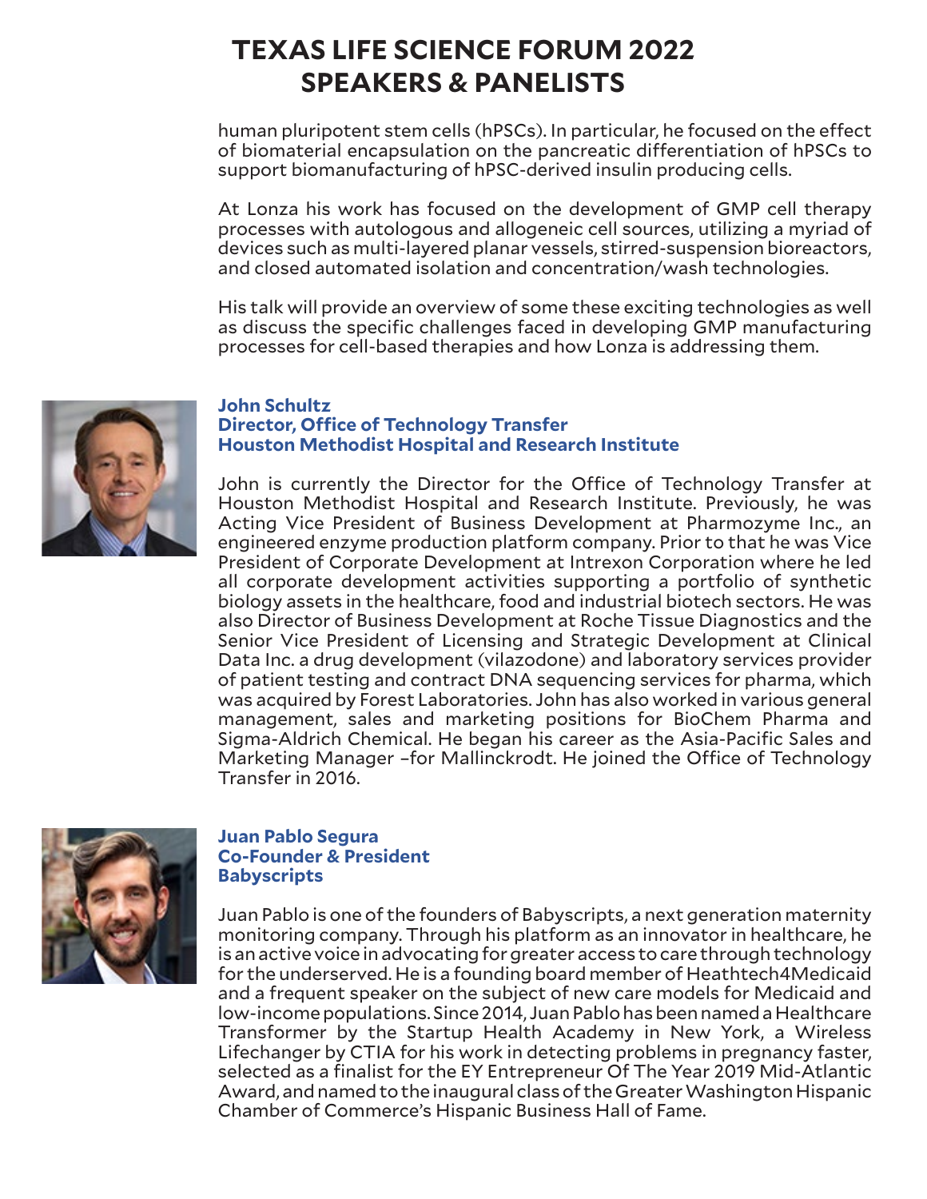# TEXAS LIFE SCIENCE FORUM 2022
# SPEAKERS & PANELISTS

human pluripotent stem cells (hPSCs). In particular, he focused on the effect of biomaterial encapsulation on the pancreatic differentiation of hPSCs to support biomanufacturing of hPSC-derived insulin producing cells.

At Lonza his work has focused on the development of GMP cell therapy processes with autologous and allogeneic cell sources, utilizing a myriad of devices such as multi-layered planar vessels, stirred-suspension bioreactors, and closed automated isolation and concentration/wash technologies.

His talk will provide an overview of some these exciting technologies as well as discuss the specific challenges faced in developing GMP manufacturing processes for cell-based therapies and how Lonza is addressing them.

**John Schultz**
**Director, Office of Technology Transfer**
**Houston Methodist Hospital and Research Institute**

John is currently the Director for the Office of Technology Transfer at Houston Methodist Hospital and Research Institute. Previously, he was Acting Vice President of Business Development at Pharmozyme Inc., an engineered enzyme production platform company. Prior to that he was Vice President of Corporate Development at Intrexon Corporation where he led all corporate development activities supporting a portfolio of synthetic biology assets in the healthcare, food and industrial biotech sectors. He was also Director of Business Development at Roche Tissue Diagnostics and the Senior Vice President of Licensing and Strategic Development at Clinical Data Inc. a drug development (vilazodone) and laboratory services provider of patient testing and contract DNA sequencing services for pharma, which was acquired by Forest Laboratories. John has also worked in various general management, sales and marketing positions for BioChem Pharma and Sigma-Aldrich Chemical. He began his career as the Asia-Pacific Sales and Marketing Manager –for Mallinckrodt. He joined the Office of Technology Transfer in 2016.

**Juan Pablo Segura**
**Co-Founder & President**
**Babyscripts**

Juan Pablo is one of the founders of Babyscripts, a next generation maternity monitoring company. Through his platform as an innovator in healthcare, he is an active voice in advocating for greater access to care through technology for the underserved. He is a founding board member of Heathtech4Medicaid and a frequent speaker on the subject of new care models for Medicaid and low-income populations. Since 2014, Juan Pablo has been named a Healthcare Transformer by the Startup Health Academy in New York, a Wireless Lifechanger by CTIA for his work in detecting problems in pregnancy faster, selected as a finalist for the EY Entrepreneur Of The Year 2019 Mid-Atlantic Award, and named to the inaugural class of the Greater Washington Hispanic Chamber of Commerce's Hispanic Business Hall of Fame.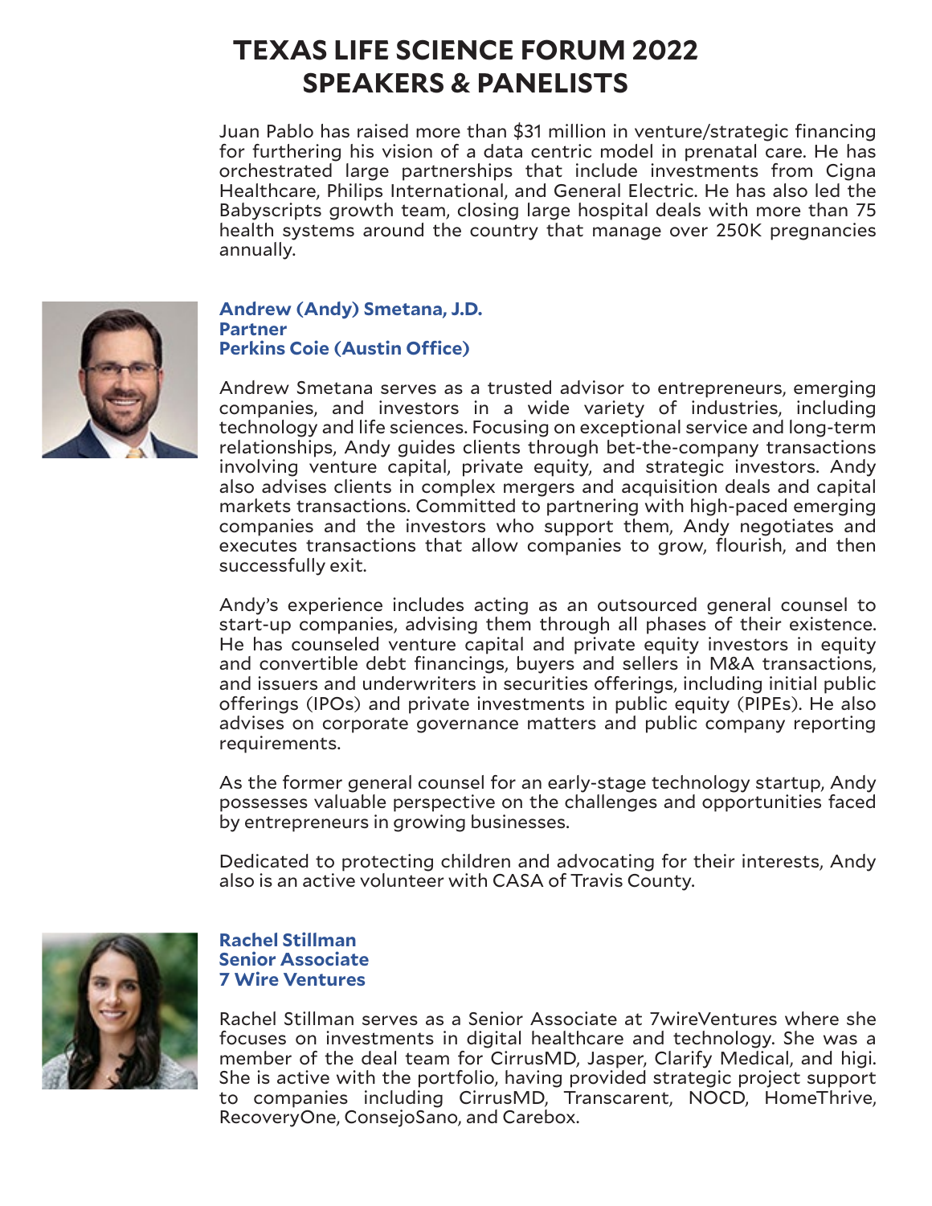# TEXAS LIFE SCIENCE FORUM 2022
# SPEAKERS & PANELISTS

Juan Pablo has raised more than $31 million in venture/strategic financing for furthering his vision of a data centric model in prenatal care. He has orchestrated large partnerships that include investments from Cigna Healthcare, Philips International, and General Electric. He has also led the Babyscripts growth team, closing large hospital deals with more than 75 health systems around the country that manage over 250K pregnancies annually.

**Andrew (Andy) Smetana, J.D.**
**Partner**
**Perkins Coie (Austin Office)**

Andrew Smetana serves as a trusted advisor to entrepreneurs, emerging companies, and investors in a wide variety of industries, including technology and life sciences. Focusing on exceptional service and long-term relationships, Andy guides clients through bet-the-company transactions involving venture capital, private equity, and strategic investors. Andy also advises clients in complex mergers and acquisition deals and capital markets transactions. Committed to partnering with high-paced emerging companies and the investors who support them, Andy negotiates and executes transactions that allow companies to grow, flourish, and then successfully exit.

Andy's experience includes acting as an outsourced general counsel to start-up companies, advising them through all phases of their existence. He has counseled venture capital and private equity investors in equity and convertible debt financings, buyers and sellers in M&A transactions, and issuers and underwriters in securities offerings, including initial public offerings (IPOs) and private investments in public equity (PIPEs). He also advises on corporate governance matters and public company reporting requirements.

As the former general counsel for an early-stage technology startup, Andy possesses valuable perspective on the challenges and opportunities faced by entrepreneurs in growing businesses.

Dedicated to protecting children and advocating for their interests, Andy also is an active volunteer with CASA of Travis County.

**Rachel Stillman**
**Senior Associate**
**7 Wire Ventures**

Rachel Stillman serves as a Senior Associate at 7wireVentures where she focuses on investments in digital healthcare and technology. She was a member of the deal team for CirrusMD, Jasper, Clarify Medical, and higi. She is active with the portfolio, having provided strategic project support to companies including CirrusMD, Transcarent, NOCD, HomeThrive, RecoveryOne, ConsejoSano, and Carebox.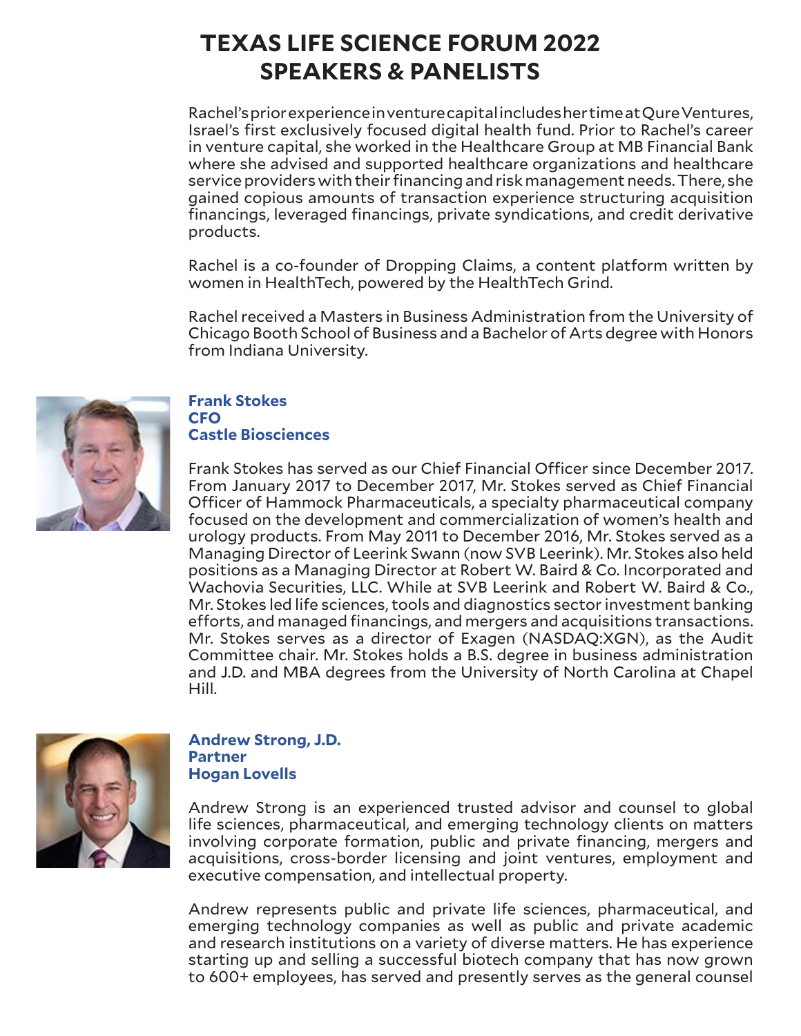# TEXAS LIFE SCIENCE FORUM 2022 SPEAKERS & PANELISTS

Rachel's prior experience in venture capital includes her time at Qure Ventures, Israel's first exclusively focused digital health fund. Prior to Rachel's career in venture capital, she worked in the Healthcare Group at MB Financial Bank where she advised and supported healthcare organizations and healthcare service providers with their financing and risk management needs. There, she gained copious amounts of transaction experience structuring acquisition financings, leveraged financings, private syndications, and credit derivative products.

Rachel is a co-founder of Dropping Claims, a content platform written by women in HealthTech, powered by the HealthTech Grind.

Rachel received a Masters in Business Administration from the University of Chicago Booth School of Business and a Bachelor of Arts degree with Honors from Indiana University.

**Frank Stokes**
**CFO**
**Castle Biosciences**

Frank Stokes has served as our Chief Financial Officer since December 2017. From January 2017 to December 2017, Mr. Stokes served as Chief Financial Officer of Hammock Pharmaceuticals, a specialty pharmaceutical company focused on the development and commercialization of women's health and urology products. From May 2011 to December 2016, Mr. Stokes served as a Managing Director of Leerink Swann (now SVB Leerink). Mr. Stokes also held positions as a Managing Director at Robert W. Baird & Co. Incorporated and Wachovia Securities, LLC. While at SVB Leerink and Robert W. Baird & Co., Mr. Stokes led life sciences, tools and diagnostics sector investment banking efforts, and managed financings, and mergers and acquisitions transactions. Mr. Stokes serves as a director of Exagen (NASDAQ:XGN), as the Audit Committee chair. Mr. Stokes holds a B.S. degree in business administration and J.D. and MBA degrees from the University of North Carolina at Chapel Hill.

**Andrew Strong, J.D.**
**Partner**
**Hogan Lovells**

Andrew Strong is an experienced trusted advisor and counsel to global life sciences, pharmaceutical, and emerging technology clients on matters involving corporate formation, public and private financing, mergers and acquisitions, cross-border licensing and joint ventures, employment and executive compensation, and intellectual property.

Andrew represents public and private life sciences, pharmaceutical, and emerging technology companies as well as public and private academic and research institutions on a variety of diverse matters. He has experience starting up and selling a successful biotech company that has now grown to 600+ employees, has served and presently serves as the general counsel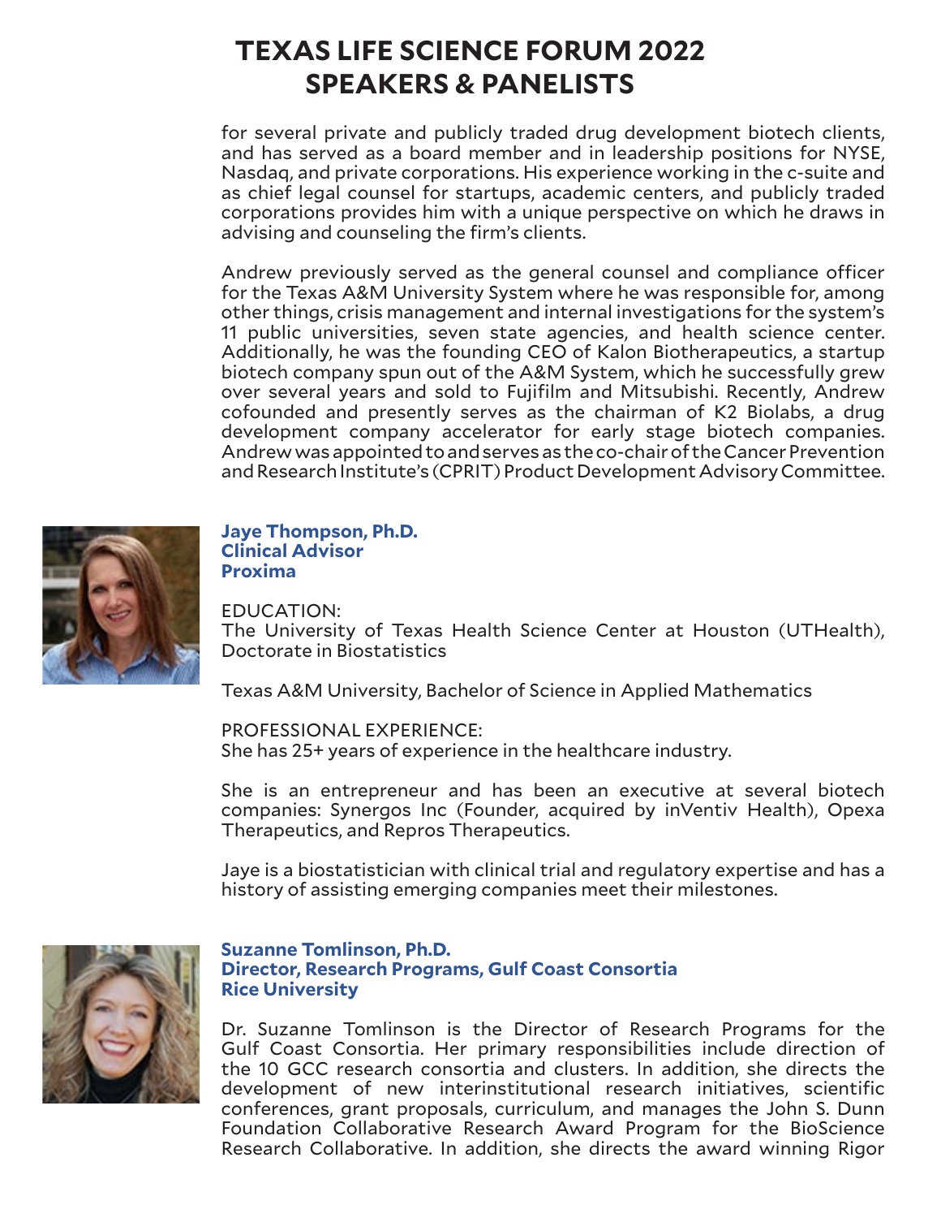# TEXAS LIFE SCIENCE FORUM 2022 SPEAKERS & PANELISTS

for several private and publicly traded drug development biotech clients, and has served as a board member and in leadership positions for NYSE, Nasdaq, and private corporations. His experience working in the c-suite and as chief legal counsel for startups, academic centers, and publicly traded corporations provides him with a unique perspective on which he draws in advising and counseling the firm's clients.

Andrew previously served as the general counsel and compliance officer for the Texas A&M University System where he was responsible for, among other things, crisis management and internal investigations for the system's 11 public universities, seven state agencies, and health science center. Additionally, he was the founding CEO of Kalon Biotherapeutics, a startup biotech company spun out of the A&M System, which he successfully grew over several years and sold to Fujifilm and Mitsubishi. Recently, Andrew cofounded and presently serves as the chairman of K2 Biolabs, a drug development company accelerator for early stage biotech companies. Andrew was appointed to and serves as the co-chair of the Cancer Prevention and Research Institute's (CPRIT) Product Development Advisory Committee.

**Jaye Thompson, Ph.D.**
**Clinical Advisor**
**Proxima**

EDUCATION:
The University of Texas Health Science Center at Houston (UTHealth), Doctorate in Biostatistics

Texas A&M University, Bachelor of Science in Applied Mathematics

PROFESSIONAL EXPERIENCE:
She has 25+ years of experience in the healthcare industry.

She is an entrepreneur and has been an executive at several biotech companies: Synergos Inc (Founder, acquired by inVentiv Health), Opexa Therapeutics, and Repros Therapeutics.

Jaye is a biostatistician with clinical trial and regulatory expertise and has a history of assisting emerging companies meet their milestones.

**Suzanne Tomlinson, Ph.D.**
**Director, Research Programs, Gulf Coast Consortia**
**Rice University**

Dr. Suzanne Tomlinson is the Director of Research Programs for the Gulf Coast Consortia. Her primary responsibilities include direction of the 10 GCC research consortia and clusters. In addition, she directs the development of new interinstitutional research initiatives, scientific conferences, grant proposals, curriculum, and manages the John S. Dunn Foundation Collaborative Research Award Program for the BioScience Research Collaborative. In addition, she directs the award winning Rigor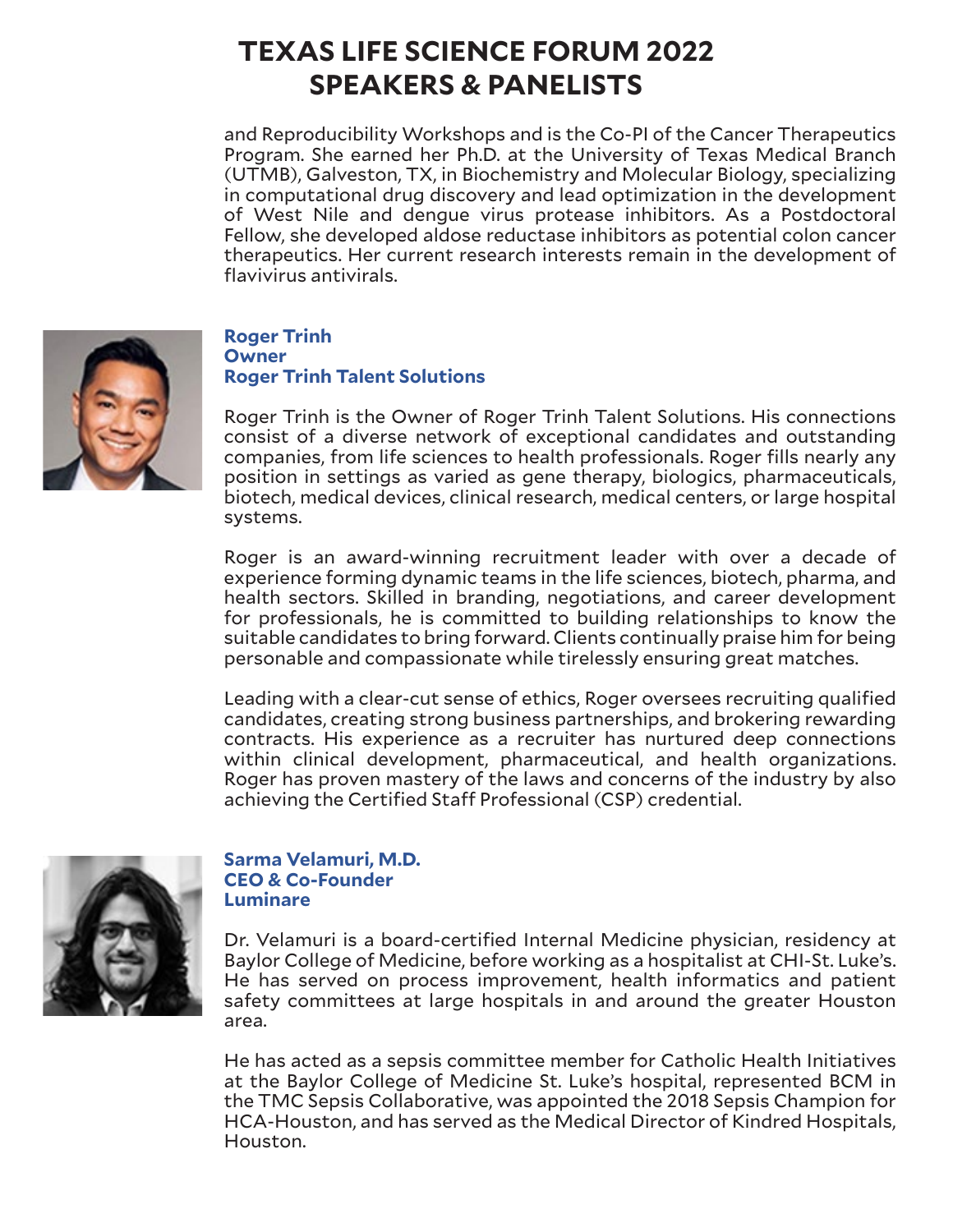# TEXAS LIFE SCIENCE FORUM 2022 SPEAKERS & PANELISTS

and Reproducibility Workshops and is the Co-PI of the Cancer Therapeutics Program. She earned her Ph.D. at the University of Texas Medical Branch (UTMB), Galveston, TX, in Biochemistry and Molecular Biology, specializing in computational drug discovery and lead optimization in the development of West Nile and dengue virus protease inhibitors. As a Postdoctoral Fellow, she developed aldose reductase inhibitors as potential colon cancer therapeutics. Her current research interests remain in the development of flavivirus antivirals.

**Roger Trinh**
**Owner**
**Roger Trinh Talent Solutions**

Roger Trinh is the Owner of Roger Trinh Talent Solutions. His connections consist of a diverse network of exceptional candidates and outstanding companies, from life sciences to health professionals. Roger fills nearly any position in settings as varied as gene therapy, biologics, pharmaceuticals, biotech, medical devices, clinical research, medical centers, or large hospital systems.

Roger is an award-winning recruitment leader with over a decade of experience forming dynamic teams in the life sciences, biotech, pharma, and health sectors. Skilled in branding, negotiations, and career development for professionals, he is committed to building relationships to know the suitable candidates to bring forward. Clients continually praise him for being personable and compassionate while tirelessly ensuring great matches.

Leading with a clear-cut sense of ethics, Roger oversees recruiting qualified candidates, creating strong business partnerships, and brokering rewarding contracts. His experience as a recruiter has nurtured deep connections within clinical development, pharmaceutical, and health organizations. Roger has proven mastery of the laws and concerns of the industry by also achieving the Certified Staff Professional (CSP) credential.

**Sarma Velamuri, M.D.**
**CEO & Co-Founder**
**Luminare**

Dr. Velamuri is a board-certified Internal Medicine physician, residency at Baylor College of Medicine, before working as a hospitalist at CHI-St. Luke's. He has served on process improvement, health informatics and patient safety committees at large hospitals in and around the greater Houston area.

He has acted as a sepsis committee member for Catholic Health Initiatives at the Baylor College of Medicine St. Luke's hospital, represented BCM in the TMC Sepsis Collaborative, was appointed the 2018 Sepsis Champion for HCA-Houston, and has served as the Medical Director of Kindred Hospitals, Houston.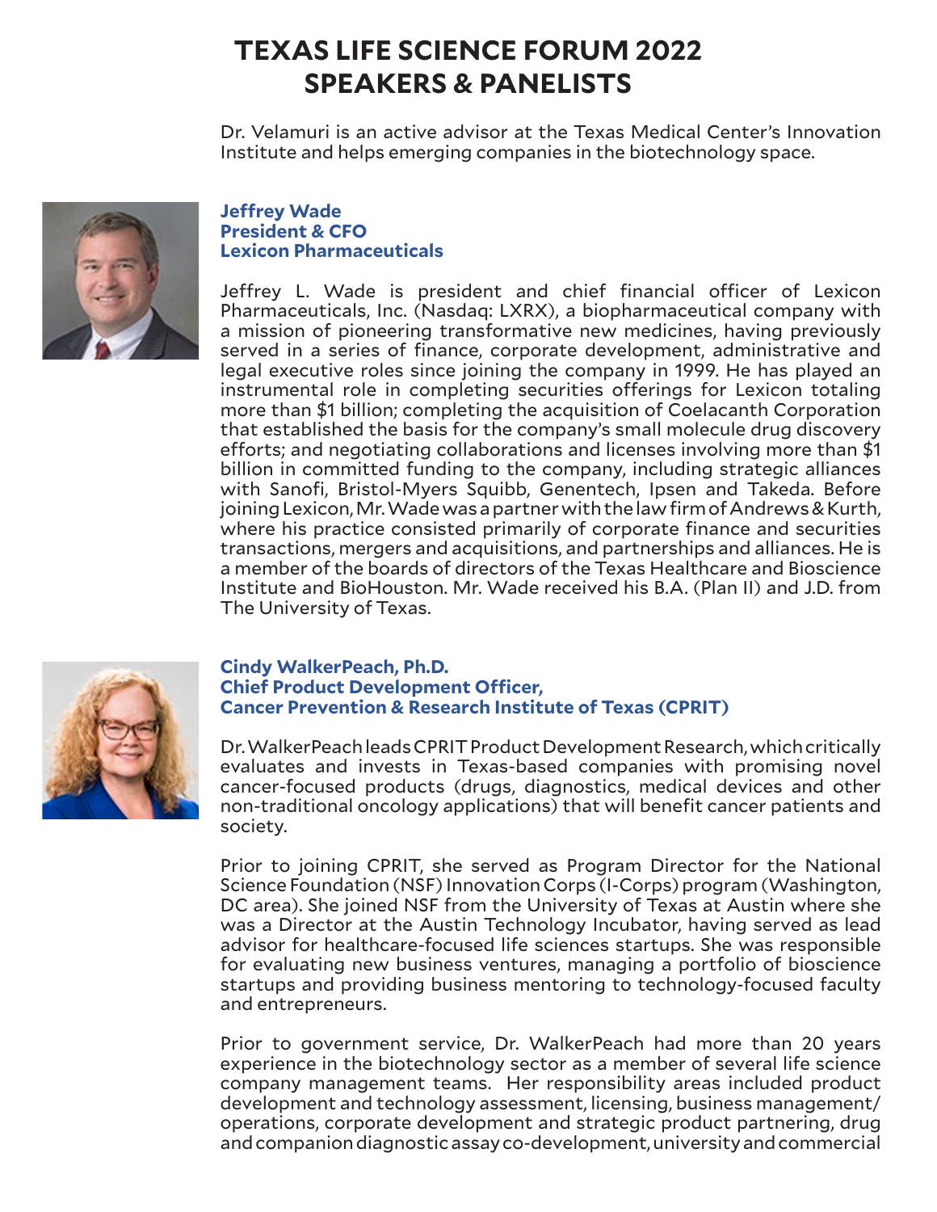# TEXAS LIFE SCIENCE FORUM 2022 SPEAKERS & PANELISTS

Dr. Velamuri is an active advisor at the Texas Medical Center's Innovation Institute and helps emerging companies in the biotechnology space.

**Jeffrey Wade**
**President & CFO**
**Lexicon Pharmaceuticals**

Jeffrey L. Wade is president and chief financial officer of Lexicon Pharmaceuticals, Inc. (Nasdaq: LXRX), a biopharmaceutical company with a mission of pioneering transformative new medicines, having previously served in a series of finance, corporate development, administrative and legal executive roles since joining the company in 1999. He has played an instrumental role in completing securities offerings for Lexicon totaling more than $1 billion; completing the acquisition of Coelacanth Corporation that established the basis for the company's small molecule drug discovery efforts; and negotiating collaborations and licenses involving more than $1 billion in committed funding to the company, including strategic alliances with Sanofi, Bristol-Myers Squibb, Genentech, Ipsen and Takeda. Before joining Lexicon, Mr. Wade was a partner with the law firm of Andrews & Kurth, where his practice consisted primarily of corporate finance and securities transactions, mergers and acquisitions, and partnerships and alliances. He is a member of the boards of directors of the Texas Healthcare and Bioscience Institute and BioHouston. Mr. Wade received his B.A. (Plan II) and J.D. from The University of Texas.

**Cindy WalkerPeach, Ph.D.**
**Chief Product Development Officer,**
**Cancer Prevention & Research Institute of Texas (CPRIT)**

Dr. WalkerPeach leads CPRIT Product Development Research, which critically evaluates and invests in Texas-based companies with promising novel cancer-focused products (drugs, diagnostics, medical devices and other non-traditional oncology applications) that will benefit cancer patients and society.

Prior to joining CPRIT, she served as Program Director for the National Science Foundation (NSF) Innovation Corps (I-Corps) program (Washington, DC area). She joined NSF from the University of Texas at Austin where she was a Director at the Austin Technology Incubator, having served as lead advisor for healthcare-focused life sciences startups. She was responsible for evaluating new business ventures, managing a portfolio of bioscience startups and providing business mentoring to technology-focused faculty and entrepreneurs.

Prior to government service, Dr. WalkerPeach had more than 20 years experience in the biotechnology sector as a member of several life science company management teams. Her responsibility areas included product development and technology assessment, licensing, business management/operations, corporate development and strategic product partnering, drug and companion diagnostic assay co-development, university and commercial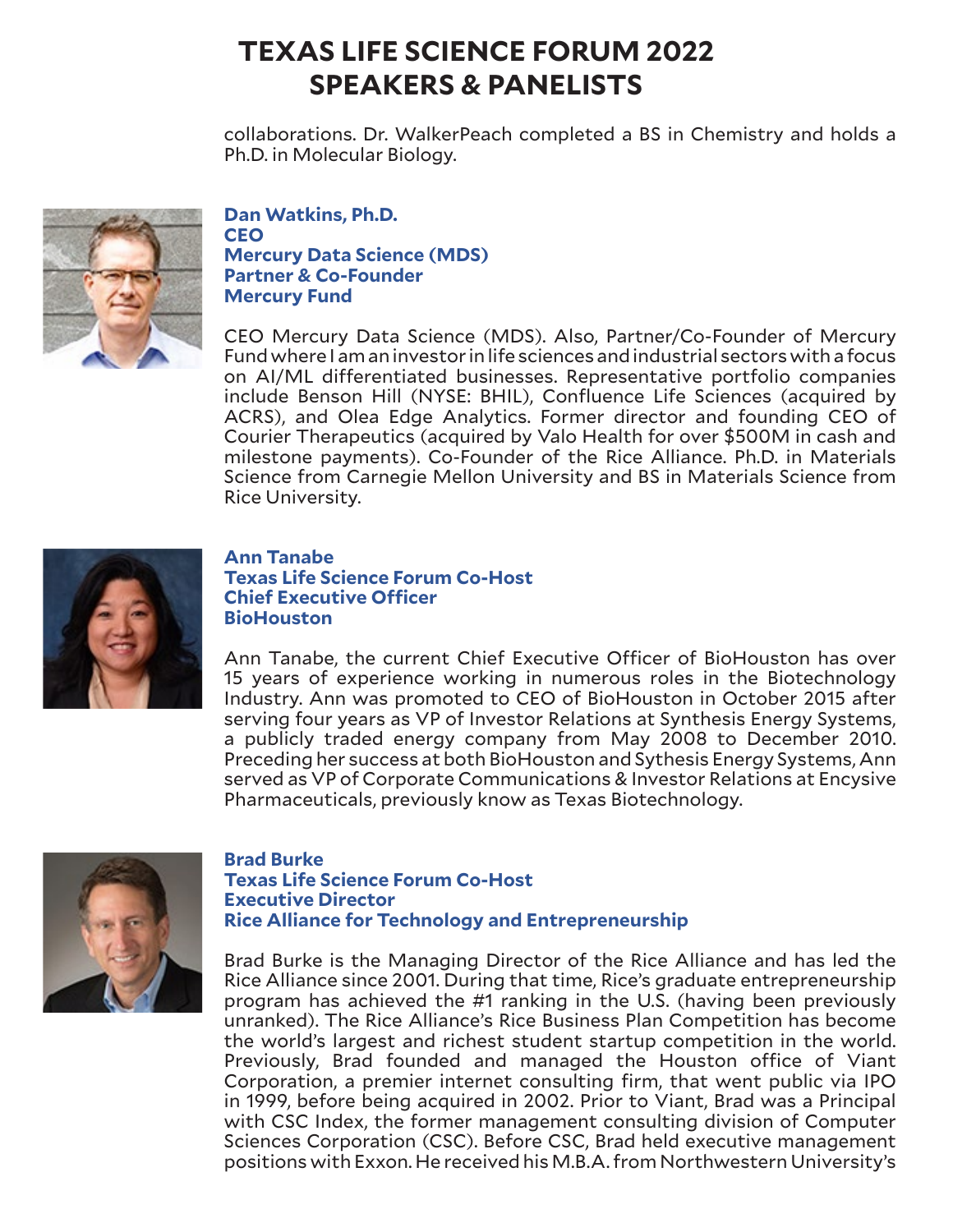# TEXAS LIFE SCIENCE FORUM 2022
# SPEAKERS & PANELISTS

collaborations. Dr. WalkerPeach completed a BS in Chemistry and holds a Ph.D. in Molecular Biology.

**Dan Watkins, Ph.D.**
**CEO**
**Mercury Data Science (MDS)**
**Partner & Co-Founder**
**Mercury Fund**

CEO Mercury Data Science (MDS). Also, Partner/Co-Founder of Mercury Fund where I am an investor in life sciences and industrial sectors with a focus on AI/ML differentiated businesses. Representative portfolio companies include Benson Hill (NYSE: BHIL), Confluence Life Sciences (acquired by ACRS), and Olea Edge Analytics. Former director and founding CEO of Courier Therapeutics (acquired by Valo Health for over $500M in cash and milestone payments). Co-Founder of the Rice Alliance. Ph.D. in Materials Science from Carnegie Mellon University and BS in Materials Science from Rice University.

**Ann Tanabe**
**Texas Life Science Forum Co-Host**
**Chief Executive Officer**
**BioHouston**

Ann Tanabe, the current Chief Executive Officer of BioHouston has over 15 years of experience working in numerous roles in the Biotechnology Industry. Ann was promoted to CEO of BioHouston in October 2015 after serving four years as VP of Investor Relations at Synthesis Energy Systems, a publicly traded energy company from May 2008 to December 2010. Preceding her success at both BioHouston and Sythesis Energy Systems, Ann served as VP of Corporate Communications & Investor Relations at Encysive Pharmaceuticals, previously know as Texas Biotechnology.

**Brad Burke**
**Texas Life Science Forum Co-Host**
**Executive Director**
**Rice Alliance for Technology and Entrepreneurship**

Brad Burke is the Managing Director of the Rice Alliance and has led the Rice Alliance since 2001. During that time, Rice's graduate entrepreneurship program has achieved the #1 ranking in the U.S. (having been previously unranked). The Rice Alliance's Rice Business Plan Competition has become the world's largest and richest student startup competition in the world. Previously, Brad founded and managed the Houston office of Viant Corporation, a premier internet consulting firm, that went public via IPO in 1999, before being acquired in 2002. Prior to Viant, Brad was a Principal with CSC Index, the former management consulting division of Computer Sciences Corporation (CSC). Before CSC, Brad held executive management positions with Exxon. He received his M.B.A. from Northwestern University's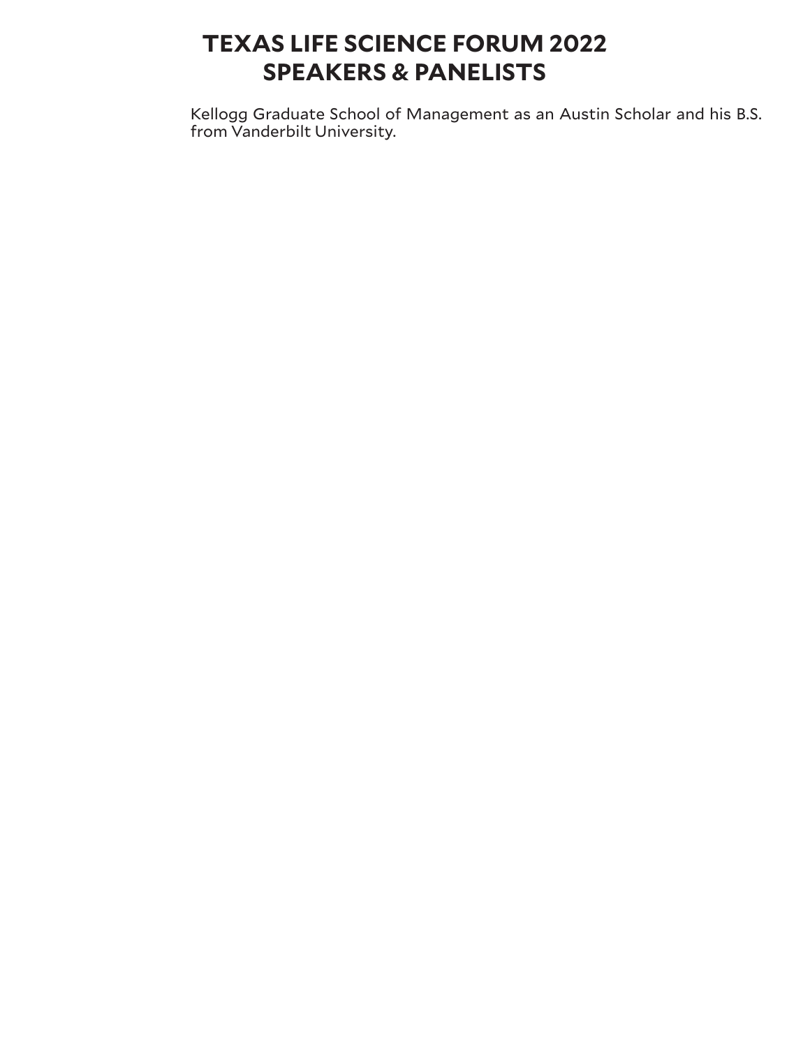Kellogg Graduate School of Management as an Austin Scholar and his B.S. from Vanderbilt University.